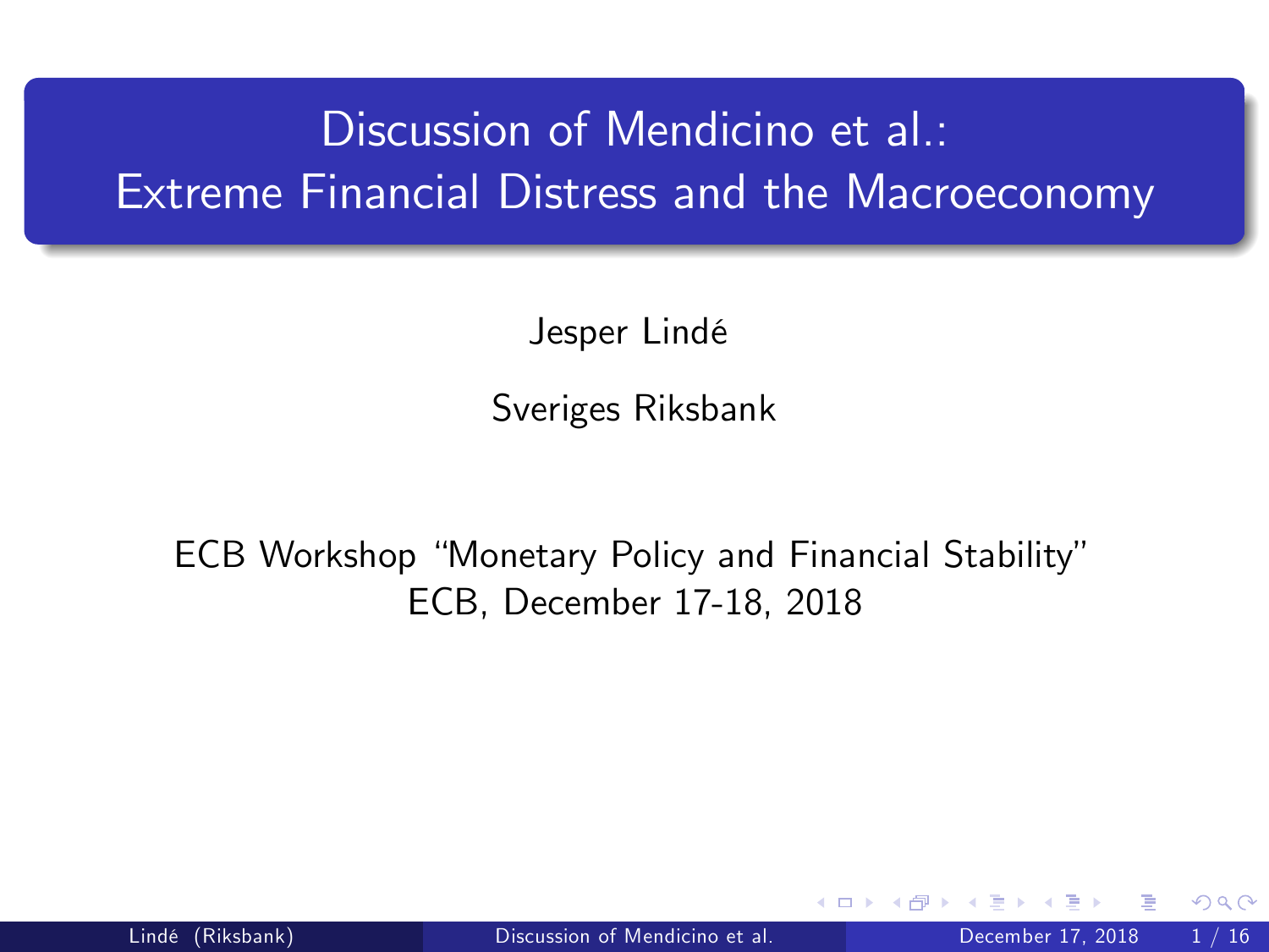# Discussion of Mendicino et al.: Extreme Financial Distress and the Macroeconomy

Jesper Lindé

Sveriges Riksbank

ECB Workshop “Monetary Policy and Financial Stability”
ECB, December 17-18, 2018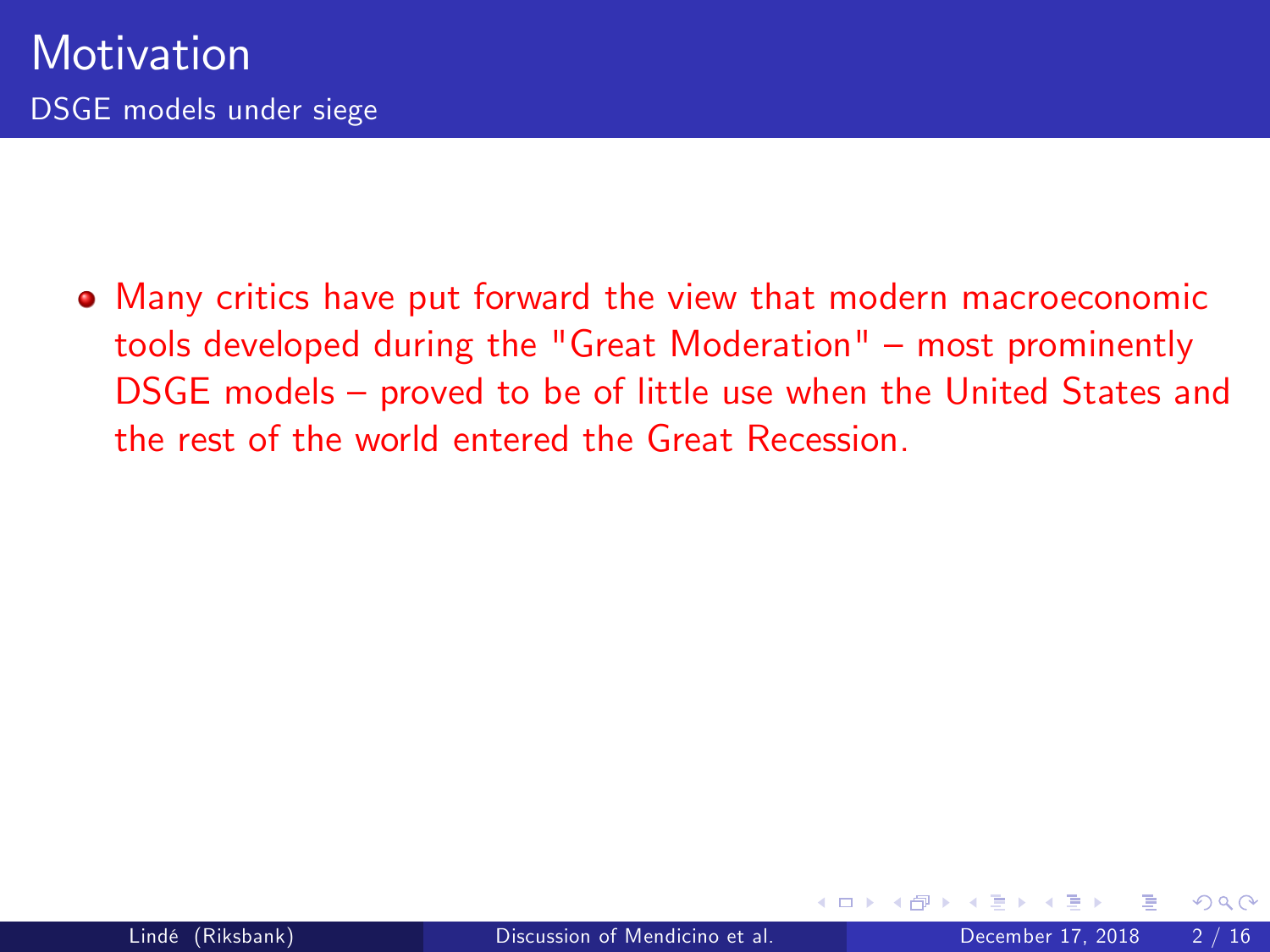# Motivation

## DSGE models under siege

- Many critics have put forward the view that modern macroeconomic tools developed during the "Great Moderation" – most prominently DSGE models – proved to be of little use when the United States and the rest of the world entered the Great Recession.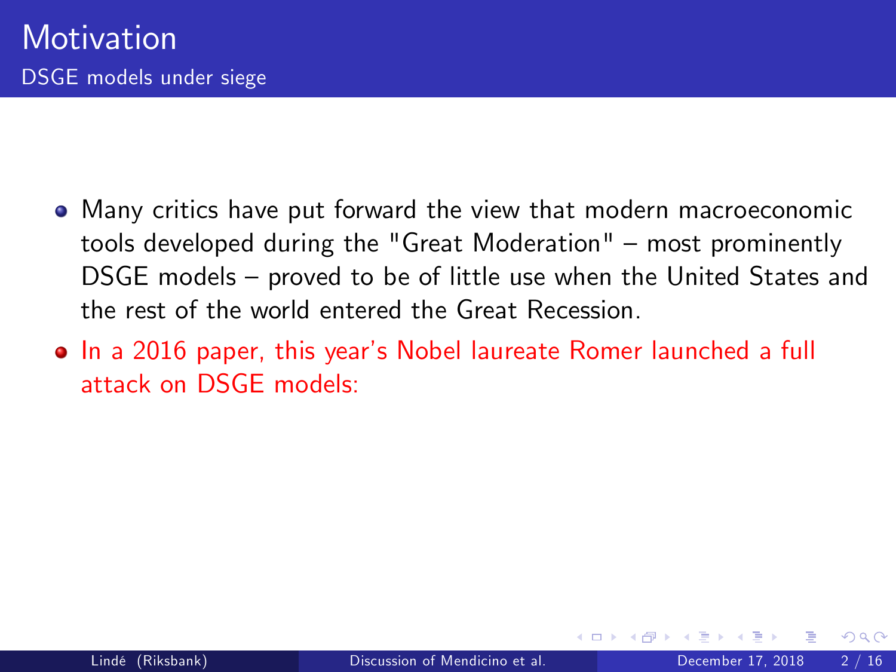# Motivation

## DSGE models under siege

- Many critics have put forward the view that modern macroeconomic tools developed during the "Great Moderation" – most prominently DSGE models – proved to be of little use when the United States and the rest of the world entered the Great Recession.
- In a 2016 paper, this year's Nobel laureate Romer launched a full attack on DSGE models: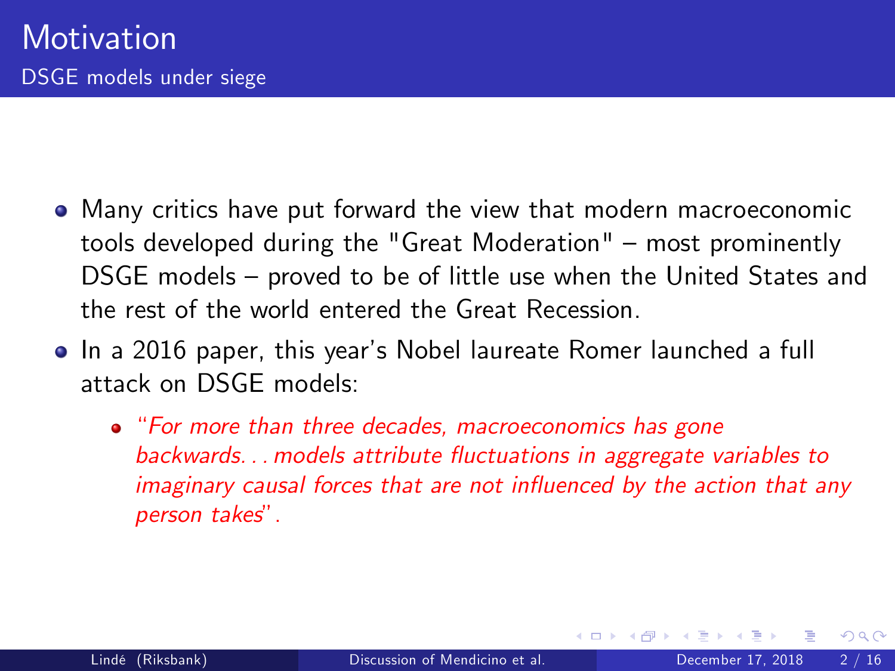# Motivation

## DSGE models under siege

- Many critics have put forward the view that modern macroeconomic tools developed during the "Great Moderation" – most prominently DSGE models – proved to be of little use when the United States and the rest of the world entered the Great Recession.
- In a 2016 paper, this year's Nobel laureate Romer launched a full attack on DSGE models:
  - *"For more than three decades, macroeconomics has gone backwards... models attribute fluctuations in aggregate variables to imaginary causal forces that are not influenced by the action that any person takes".*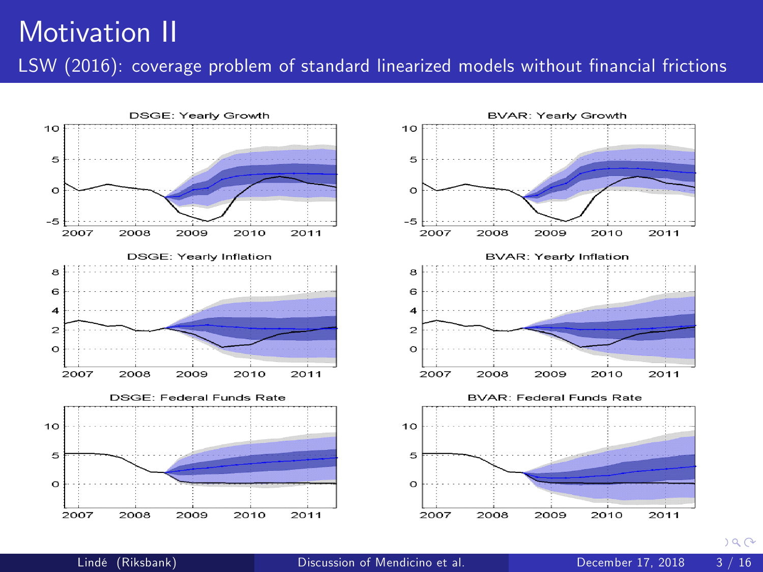# Motivation II

LSW (2016): coverage problem of standard linearized models without financial frictions

DSGE: Yearly Growth

BVAR: Yearly Growth

DSGE: Yearly Inflation

BVAR: Yearly Inflation

DSGE: Federal Funds Rate

BVAR: Federal Funds Rate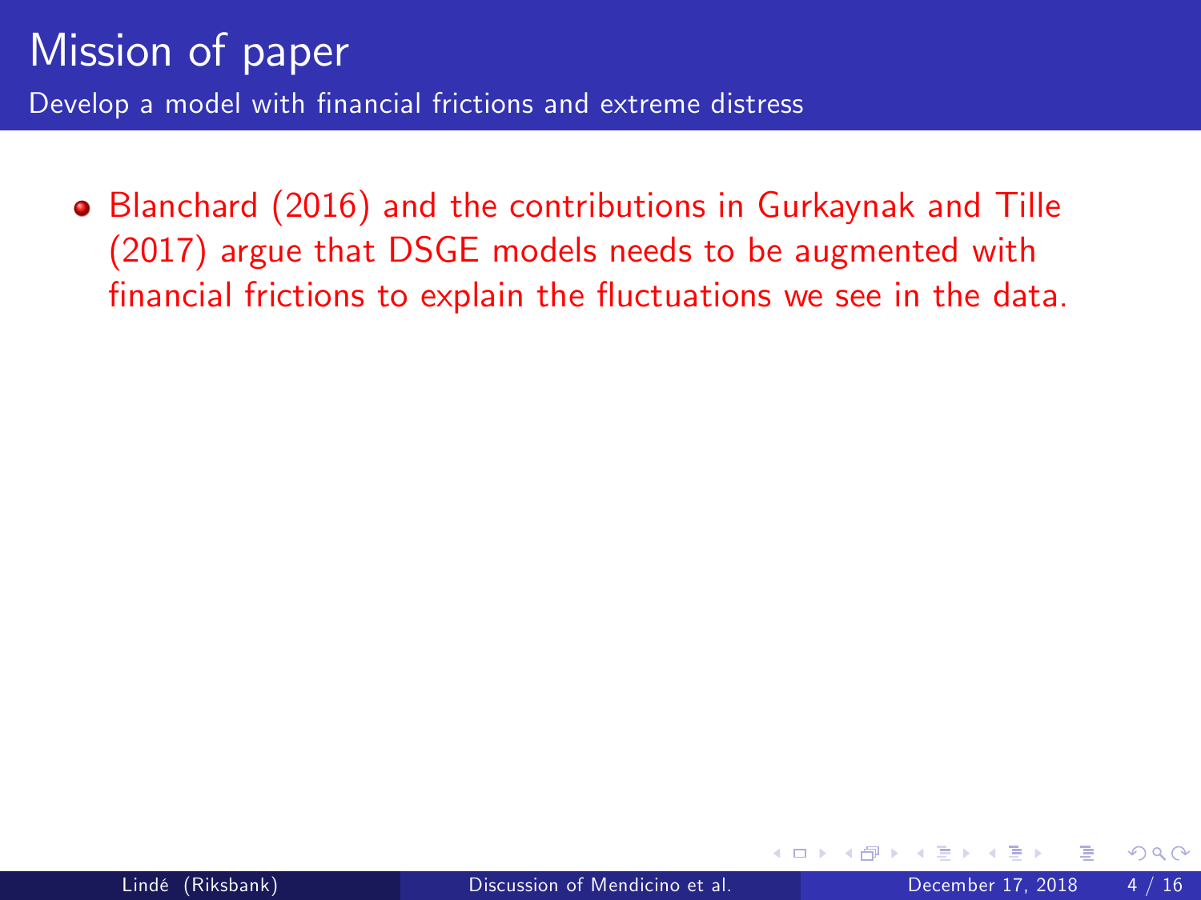# Mission of paper

## Develop a model with financial frictions and extreme distress

- Blanchard (2016) and the contributions in Gurkaynak and Tille (2017) argue that DSGE models needs to be augmented with financial frictions to explain the fluctuations we see in the data.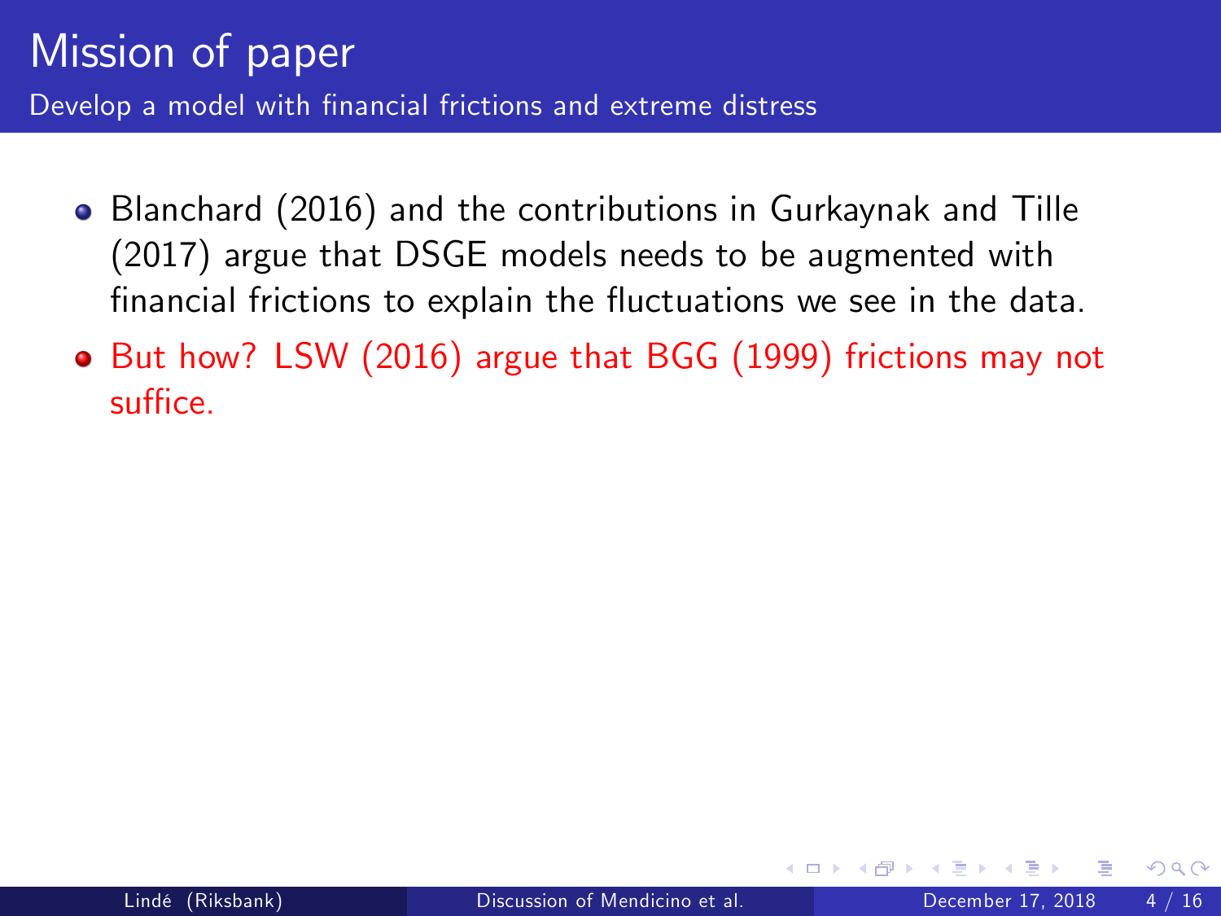# Mission of paper

## Develop a model with financial frictions and extreme distress

- Blanchard (2016) and the contributions in Gurkaynak and Tille (2017) argue that DSGE models needs to be augmented with financial frictions to explain the fluctuations we see in the data.
- But how? LSW (2016) argue that BGG (1999) frictions may not suffice.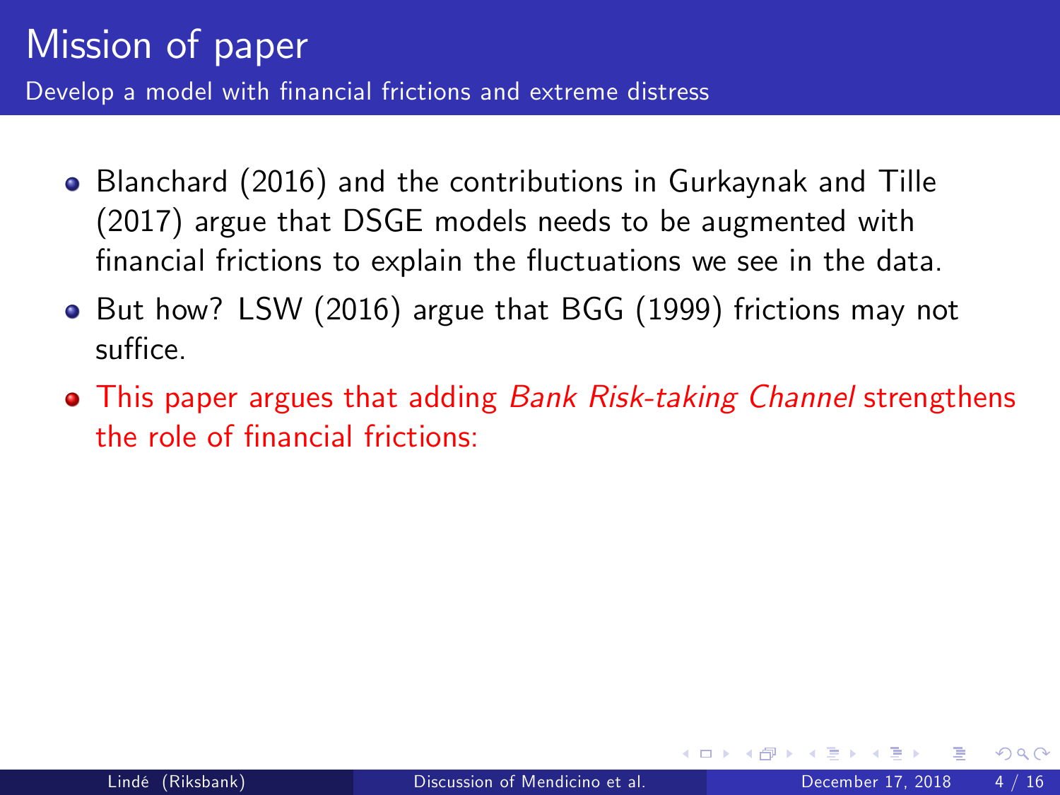# Mission of paper

## Develop a model with financial frictions and extreme distress

- Blanchard (2016) and the contributions in Gurkaynak and Tille (2017) argue that DSGE models needs to be augmented with financial frictions to explain the fluctuations we see in the data.
- But how? LSW (2016) argue that BGG (1999) frictions may not suffice.
- This paper argues that adding *Bank Risk-taking Channel* strengthens the role of financial frictions: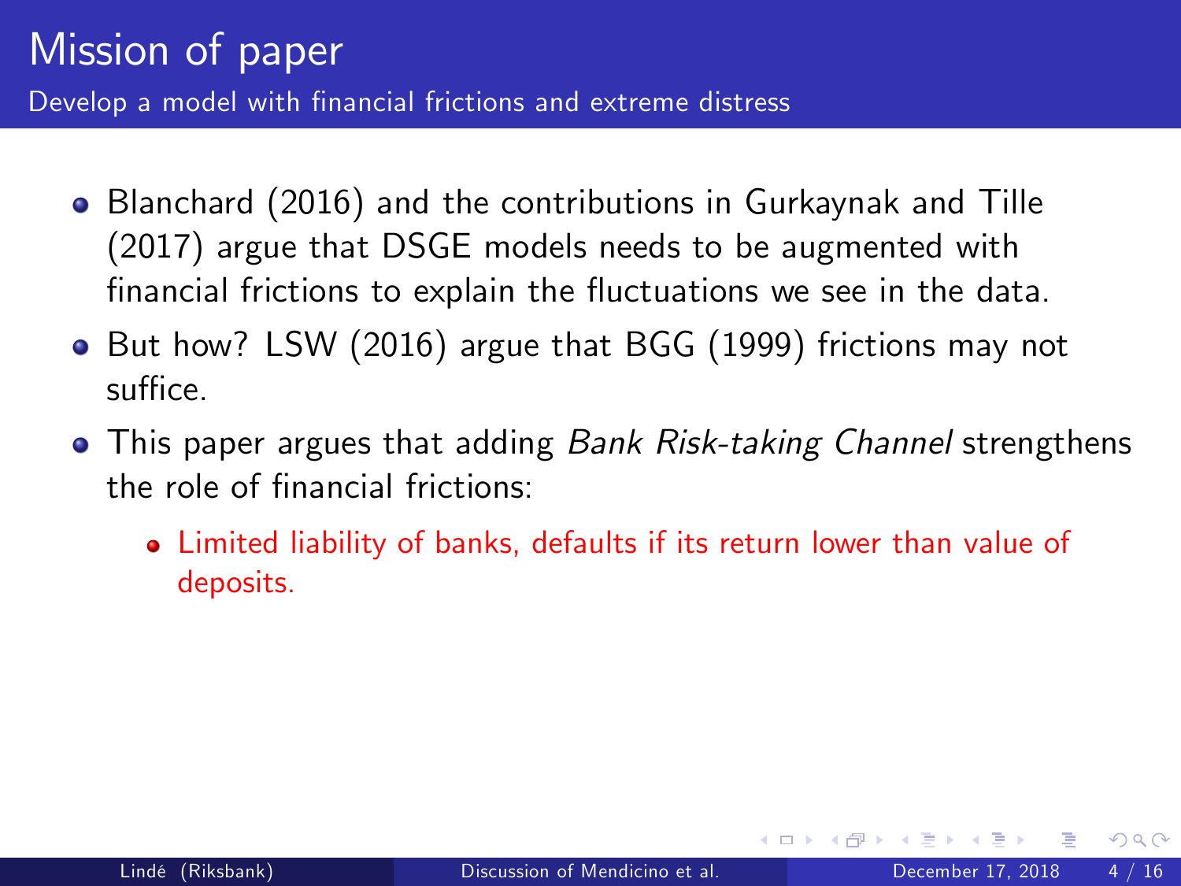# Mission of paper

## Develop a model with financial frictions and extreme distress

- Blanchard (2016) and the contributions in Gurkaynak and Tille (2017) argue that DSGE models needs to be augmented with financial frictions to explain the fluctuations we see in the data.
- But how? LSW (2016) argue that BGG (1999) frictions may not suffice.
- This paper argues that adding *Bank Risk-taking Channel* strengthens the role of financial frictions:
  - Limited liability of banks, defaults if its return lower than value of deposits.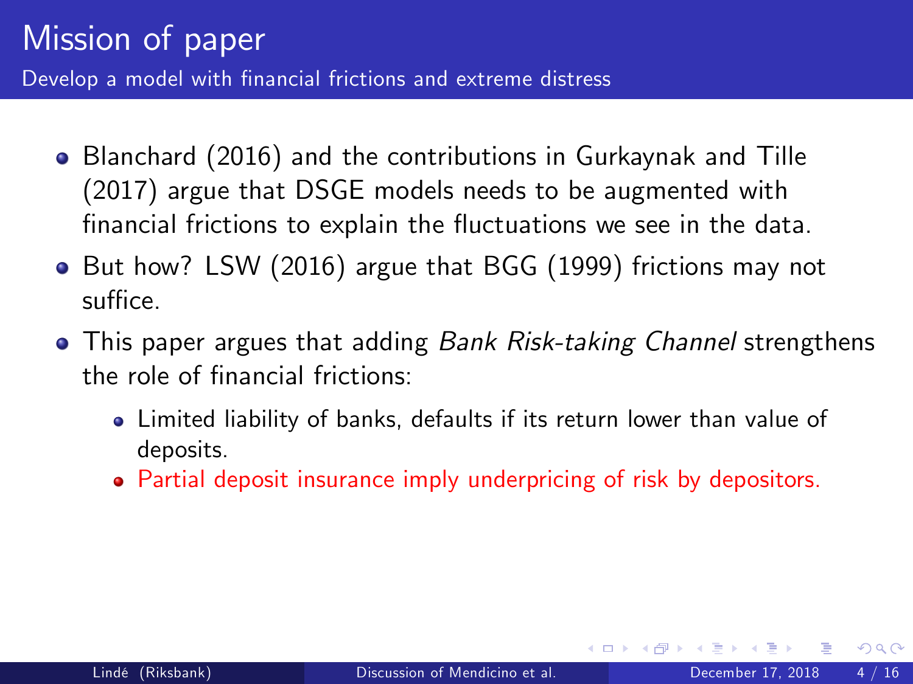# Mission of paper

## Develop a model with financial frictions and extreme distress

- Blanchard (2016) and the contributions in Gurkaynak and Tille (2017) argue that DSGE models needs to be augmented with financial frictions to explain the fluctuations we see in the data.
- But how? LSW (2016) argue that BGG (1999) frictions may not suffice.
- This paper argues that adding *Bank Risk-taking Channel* strengthens the role of financial frictions:
  - Limited liability of banks, defaults if its return lower than value of deposits.
  - Partial deposit insurance imply underpricing of risk by depositors.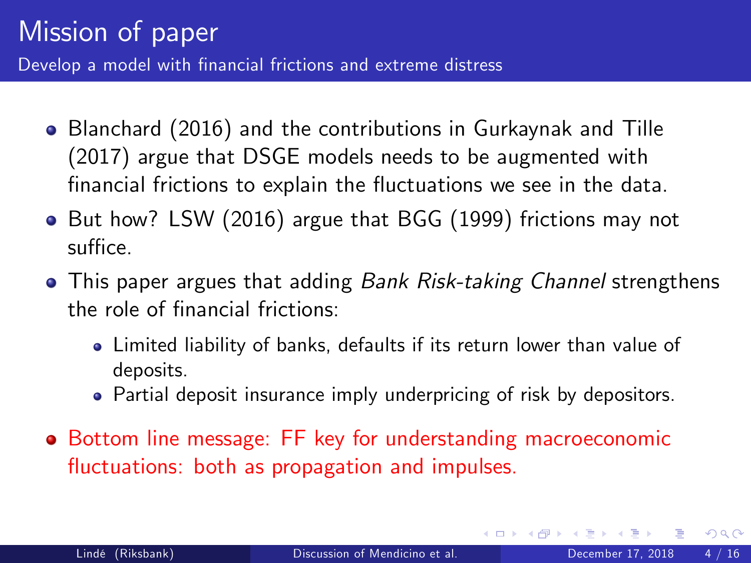# Mission of paper

## Develop a model with financial frictions and extreme distress

- Blanchard (2016) and the contributions in Gurkaynak and Tille (2017) argue that DSGE models needs to be augmented with financial frictions to explain the fluctuations we see in the data.
- But how? LSW (2016) argue that BGG (1999) frictions may not suffice.
- This paper argues that adding *Bank Risk-taking Channel* strengthens the role of financial frictions:
  - Limited liability of banks, defaults if its return lower than value of deposits.
  - Partial deposit insurance imply underpricing of risk by depositors.
- Bottom line message: FF key for understanding macroeconomic fluctuations: both as propagation and impulses.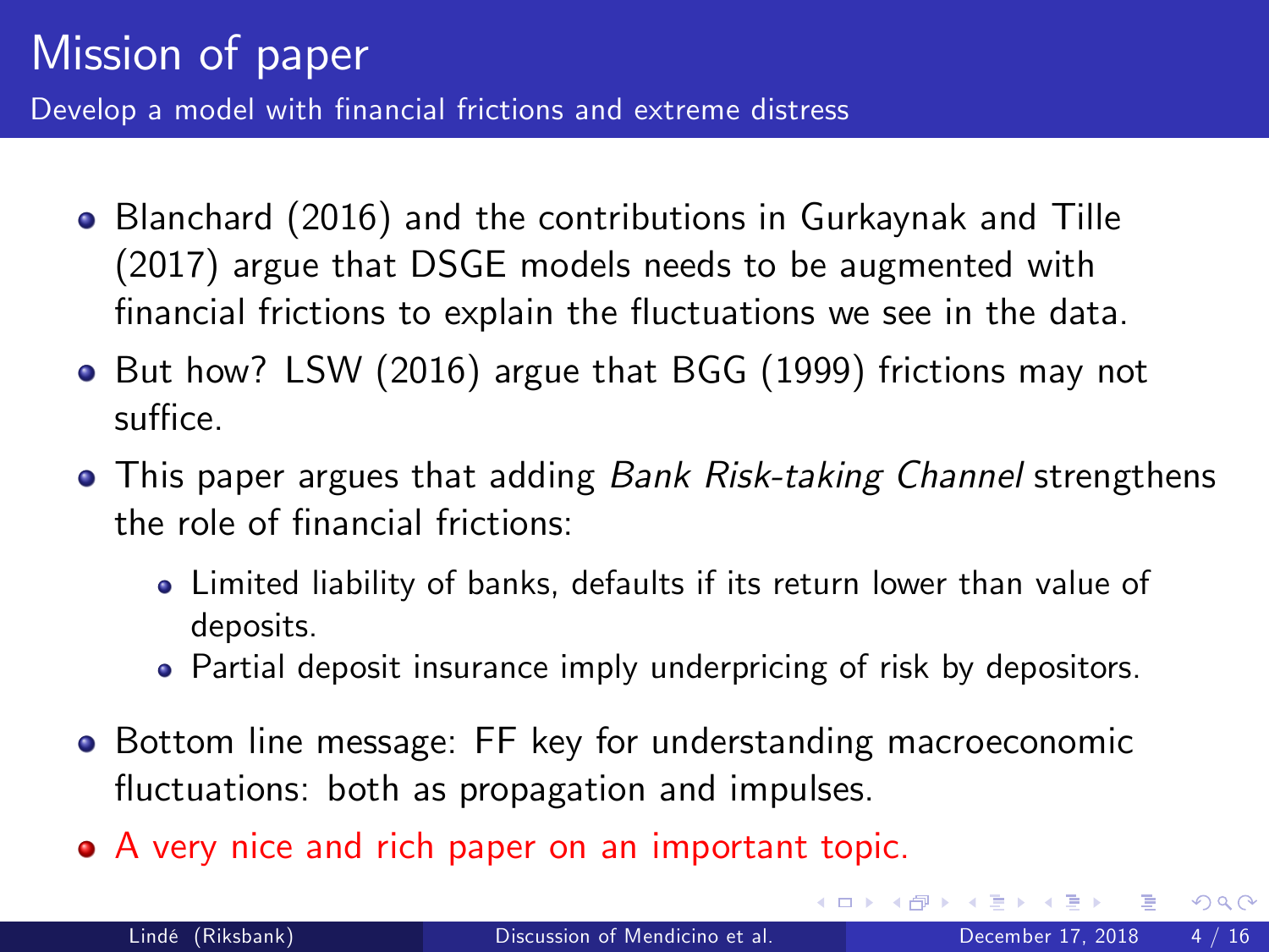# Mission of paper

## Develop a model with financial frictions and extreme distress

- Blanchard (2016) and the contributions in Gurkaynak and Tille (2017) argue that DSGE models needs to be augmented with financial frictions to explain the fluctuations we see in the data.
- But how? LSW (2016) argue that BGG (1999) frictions may not suffice.
- This paper argues that adding *Bank Risk-taking Channel* strengthens the role of financial frictions:
  - Limited liability of banks, defaults if its return lower than value of deposits.
  - Partial deposit insurance imply underpricing of risk by depositors.
- Bottom line message: FF key for understanding macroeconomic fluctuations: both as propagation and impulses.
- A very nice and rich paper on an important topic.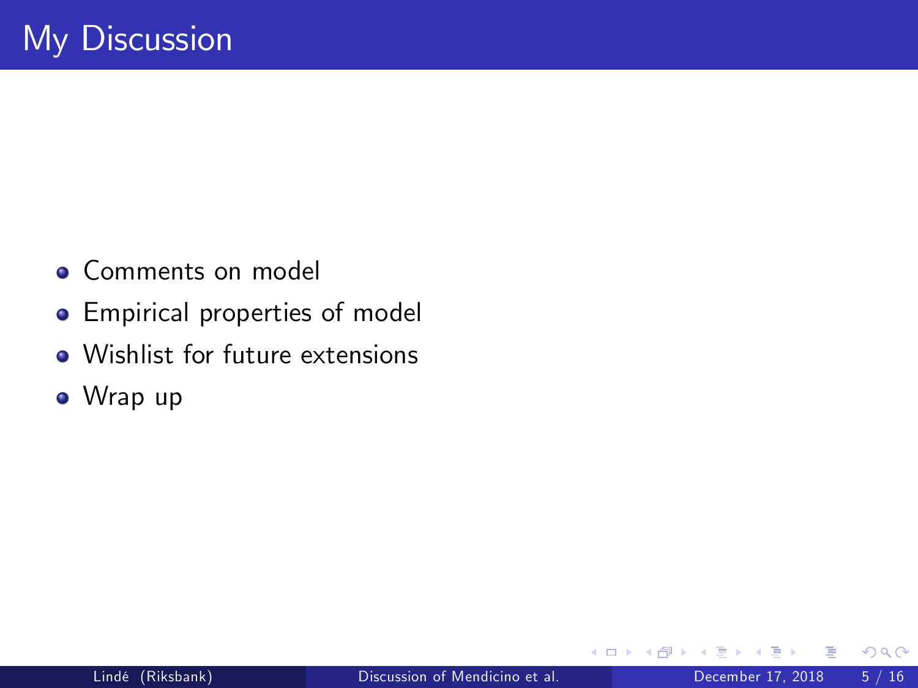# My Discussion

- Comments on model
- Empirical properties of model
- Wishlist for future extensions
- Wrap up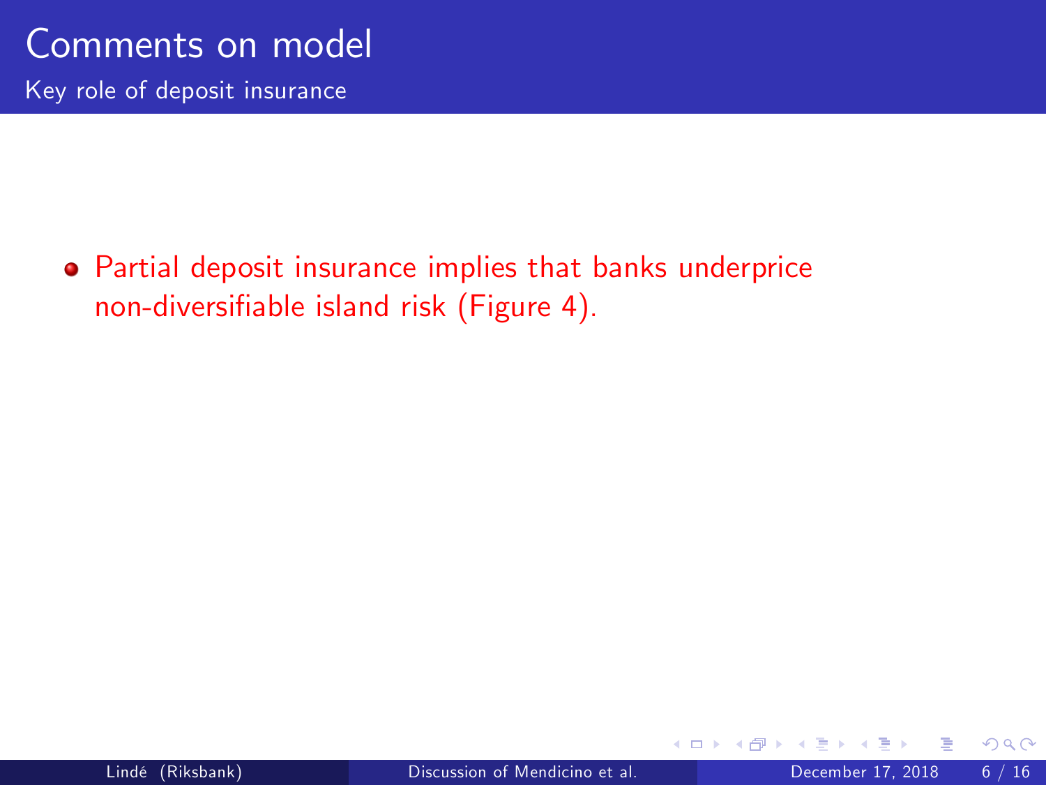# Comments on model

## Key role of deposit insurance

- Partial deposit insurance implies that banks underprice non-diversifiable island risk (Figure 4).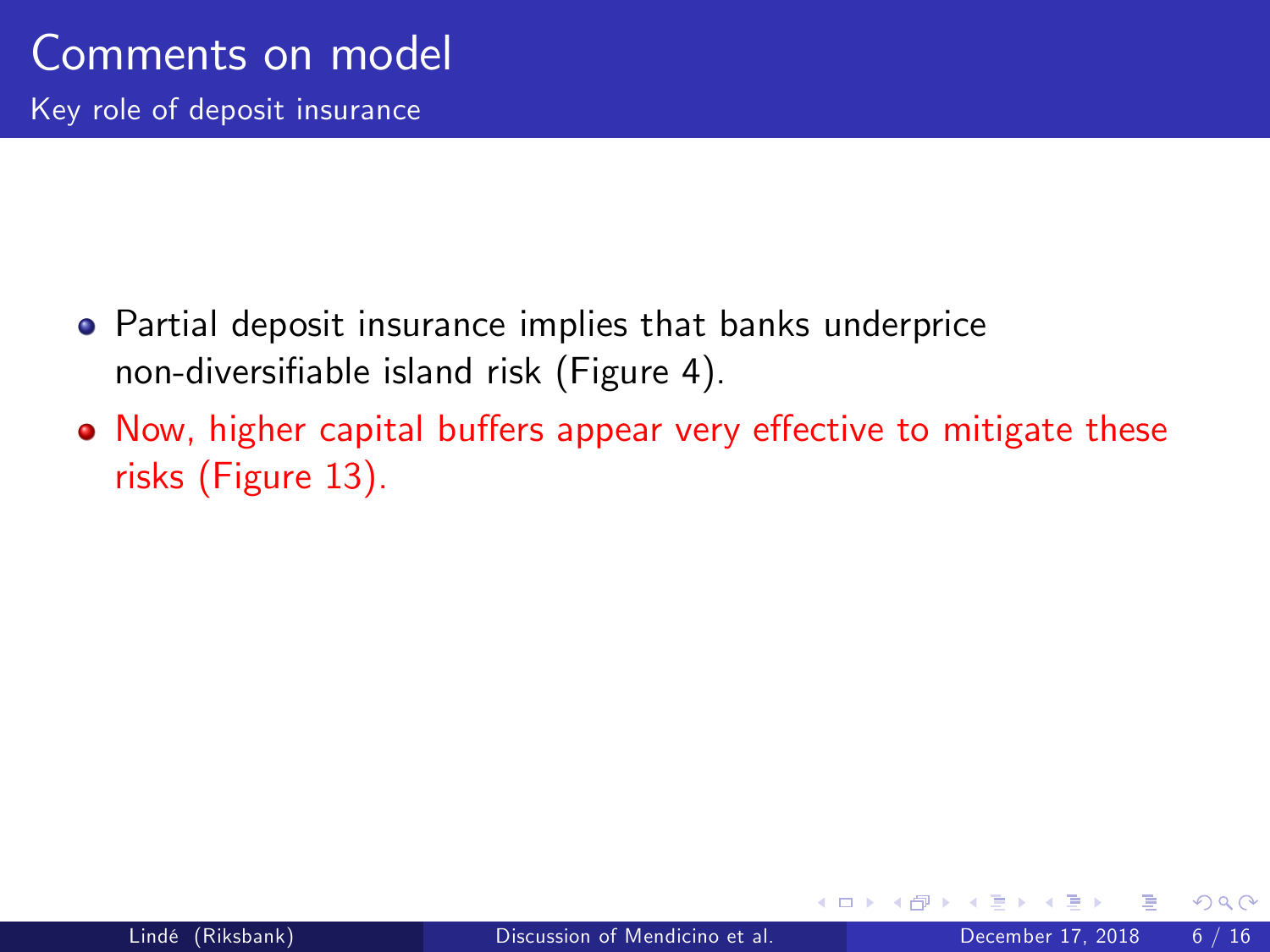# Comments on model

## Key role of deposit insurance

- Partial deposit insurance implies that banks underprice non-diversifiable island risk (Figure 4).
- Now, higher capital buffers appear very effective to mitigate these risks (Figure 13).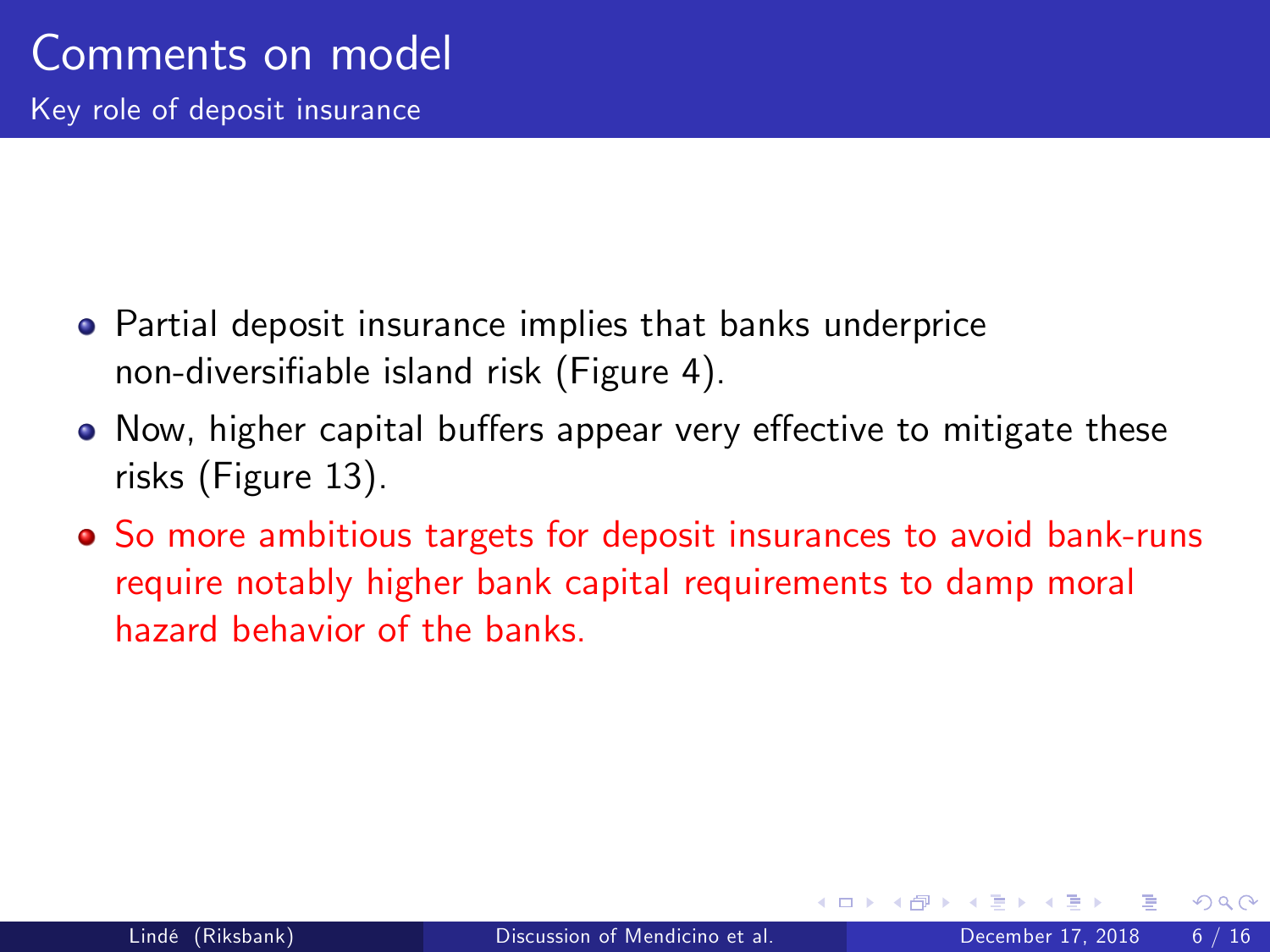# Comments on model

## Key role of deposit insurance

- Partial deposit insurance implies that banks underprice non-diversifiable island risk (Figure 4).
- Now, higher capital buffers appear very effective to mitigate these risks (Figure 13).
- So more ambitious targets for deposit insurances to avoid bank-runs require notably higher bank capital requirements to damp moral hazard behavior of the banks.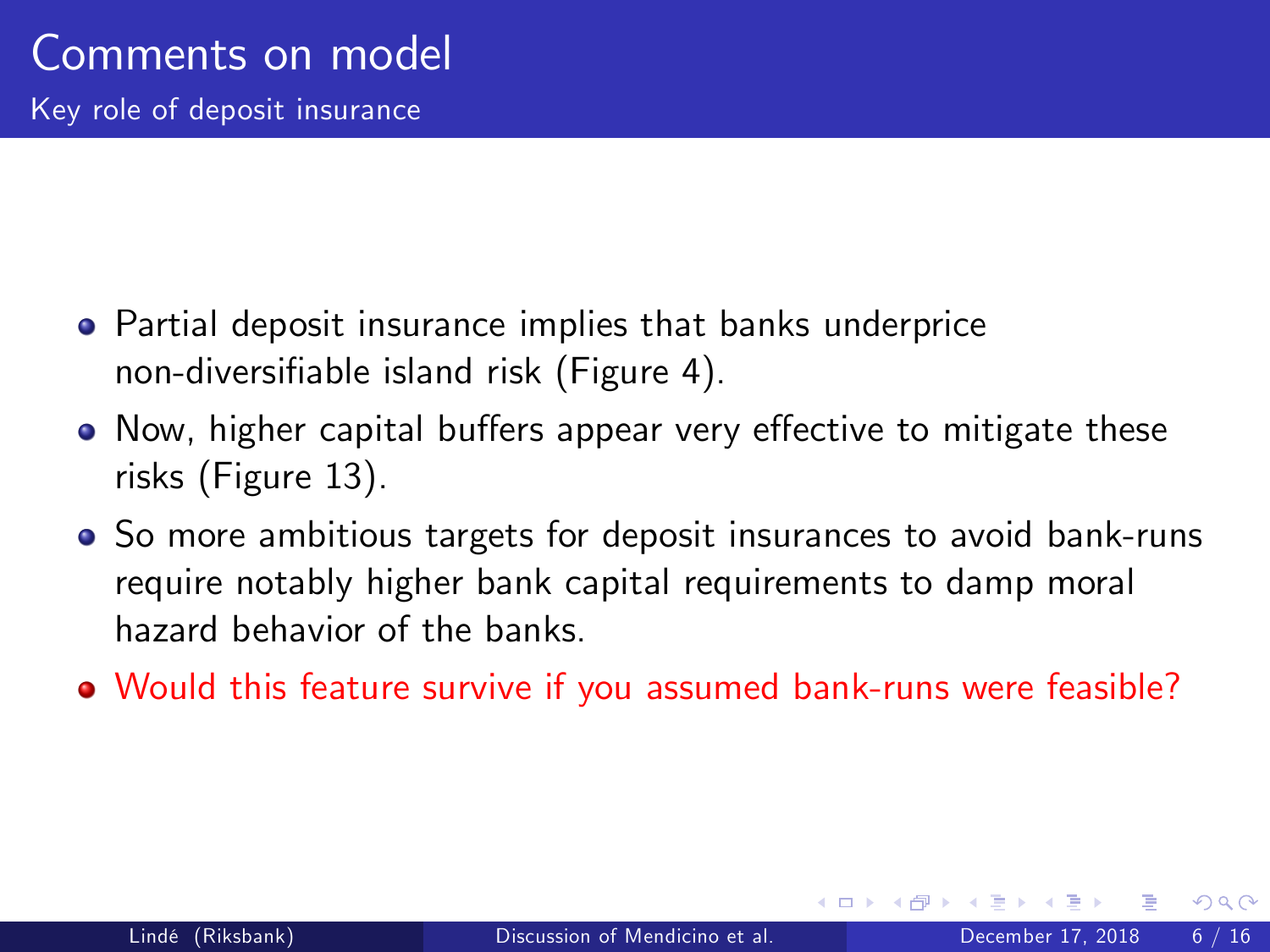# Comments on model

## Key role of deposit insurance

- Partial deposit insurance implies that banks underprice non-diversifiable island risk (Figure 4).
- Now, higher capital buffers appear very effective to mitigate these risks (Figure 13).
- So more ambitious targets for deposit insurances to avoid bank-runs require notably higher bank capital requirements to damp moral hazard behavior of the banks.
- Would this feature survive if you assumed bank-runs were feasible?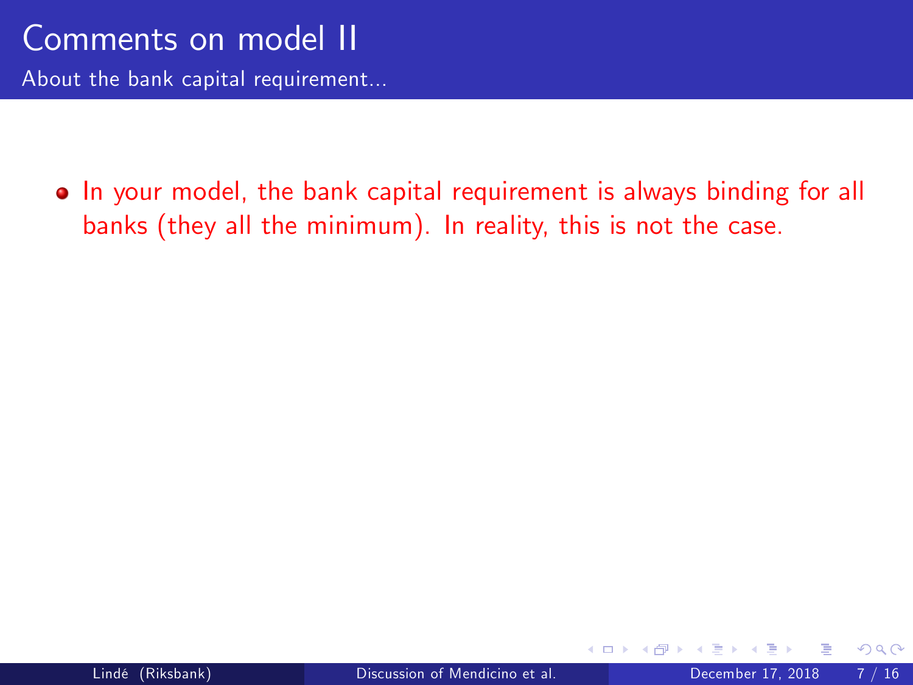# Comments on model II

## About the bank capital requirement...

- In your model, the bank capital requirement is always binding for all banks (they all the minimum). In reality, this is not the case.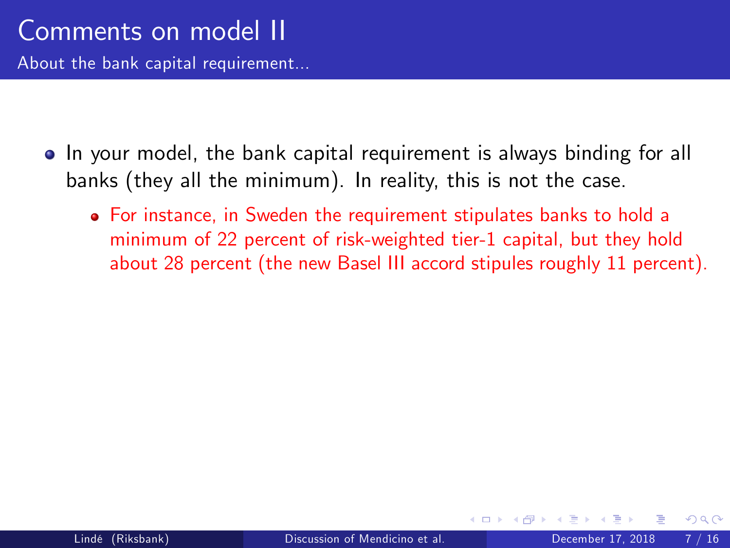# Comments on model II

## About the bank capital requirement...

- In your model, the bank capital requirement is always binding for all banks (they all the minimum). In reality, this is not the case.
  - For instance, in Sweden the requirement stipulates banks to hold a minimum of 22 percent of risk-weighted tier-1 capital, but they hold about 28 percent (the new Basel III accord stipules roughly 11 percent).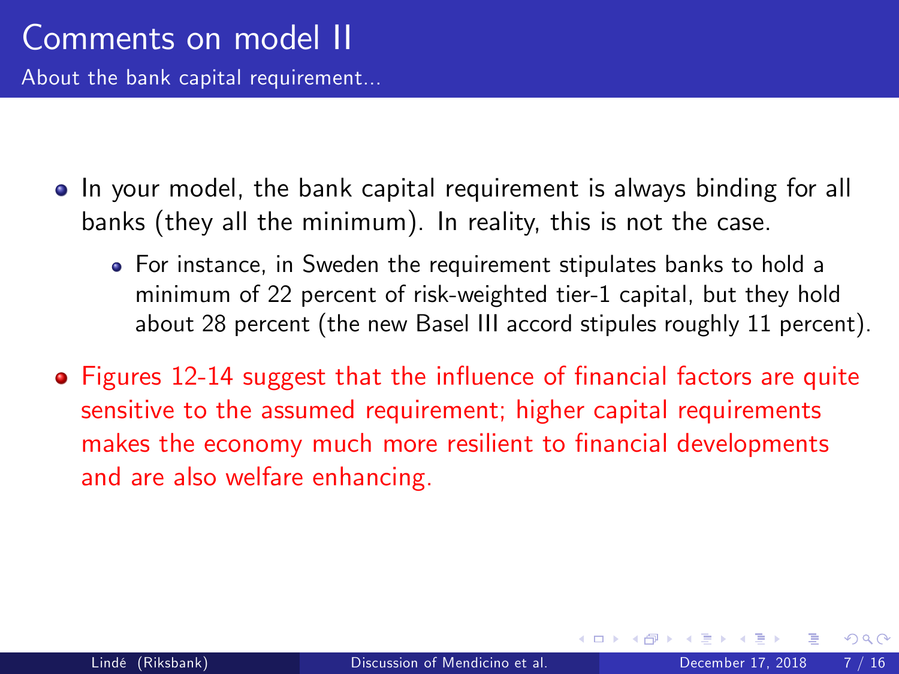# Comments on model II

## About the bank capital requirement...

- In your model, the bank capital requirement is always binding for all banks (they all the minimum). In reality, this is not the case.
  - For instance, in Sweden the requirement stipulates banks to hold a minimum of 22 percent of risk-weighted tier-1 capital, but they hold about 28 percent (the new Basel III accord stipules roughly 11 percent).
- Figures 12-14 suggest that the influence of financial factors are quite sensitive to the assumed requirement; higher capital requirements makes the economy much more resilient to financial developments and are also welfare enhancing.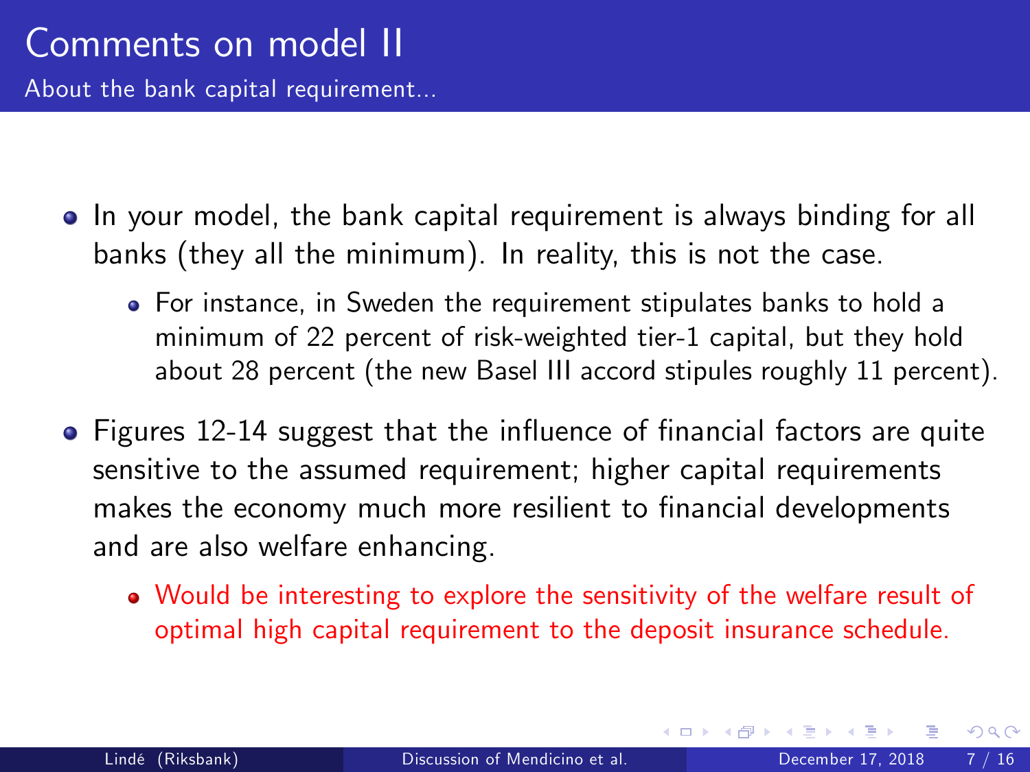# Comments on model II

## About the bank capital requirement...

- In your model, the bank capital requirement is always binding for all banks (they all the minimum). In reality, this is not the case.
  - For instance, in Sweden the requirement stipulates banks to hold a minimum of 22 percent of risk-weighted tier-1 capital, but they hold about 28 percent (the new Basel III accord stipules roughly 11 percent).
- Figures 12-14 suggest that the influence of financial factors are quite sensitive to the assumed requirement; higher capital requirements makes the economy much more resilient to financial developments and are also welfare enhancing.
  - Would be interesting to explore the sensitivity of the welfare result of optimal high capital requirement to the deposit insurance schedule.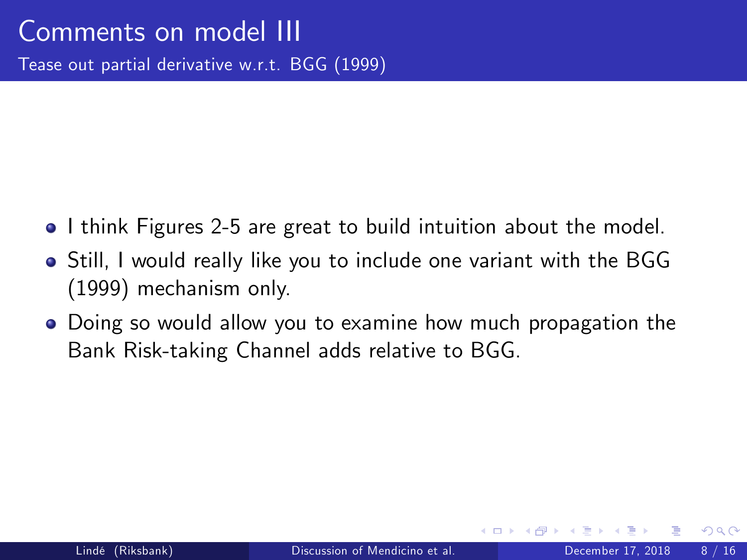# Comments on model III

## Tease out partial derivative w.r.t. BGG (1999)

- I think Figures 2-5 are great to build intuition about the model.
- Still, I would really like you to include one variant with the BGG (1999) mechanism only.
- Doing so would allow you to examine how much propagation the Bank Risk-taking Channel adds relative to BGG.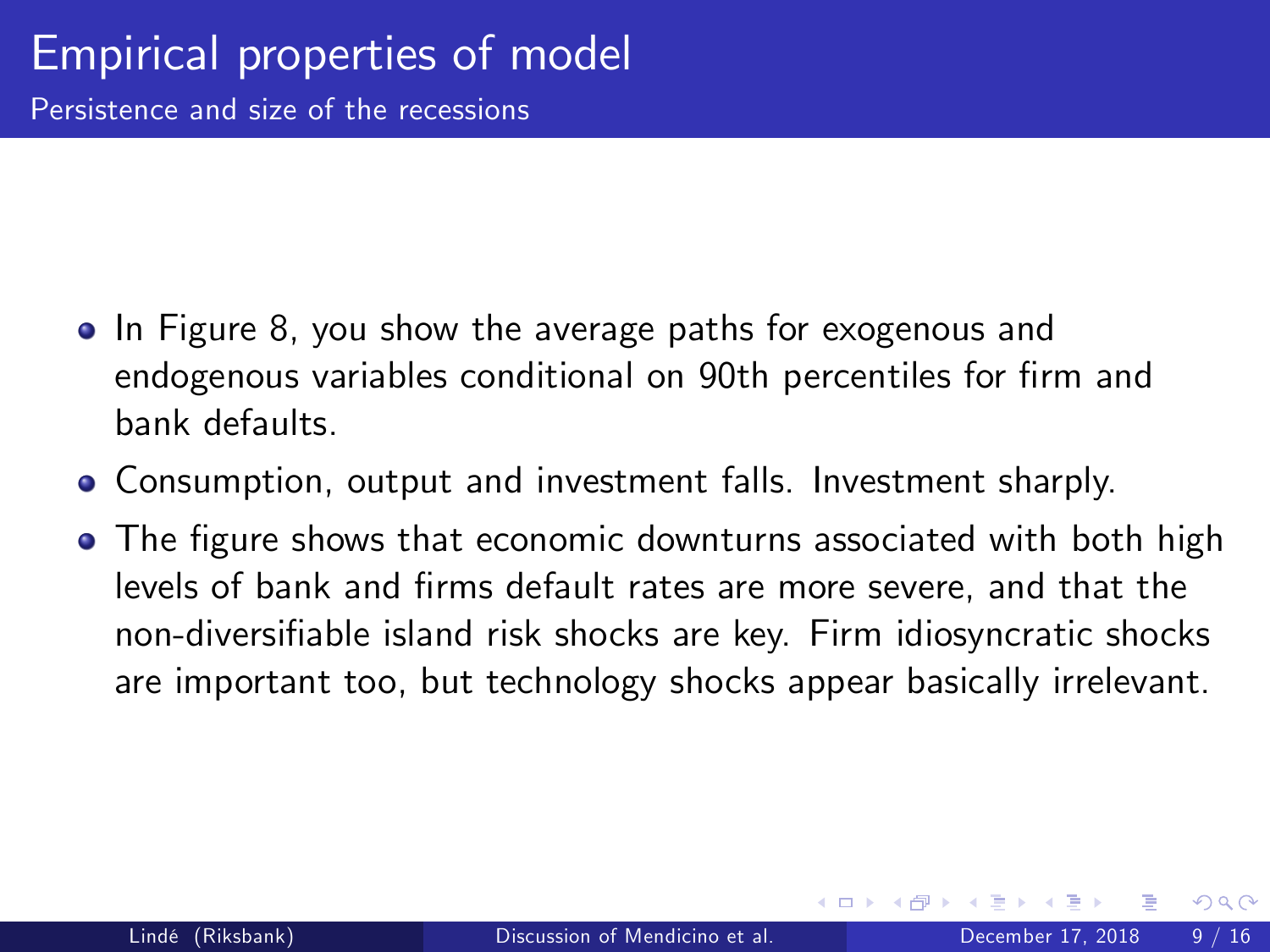# Empirical properties of model

## Persistence and size of the recessions

- In Figure 8, you show the average paths for exogenous and endogenous variables conditional on 90th percentiles for firm and bank defaults.
- Consumption, output and investment falls. Investment sharply.
- The figure shows that economic downturns associated with both high levels of bank and firms default rates are more severe, and that the non-diversifiable island risk shocks are key. Firm idiosyncratic shocks are important too, but technology shocks appear basically irrelevant.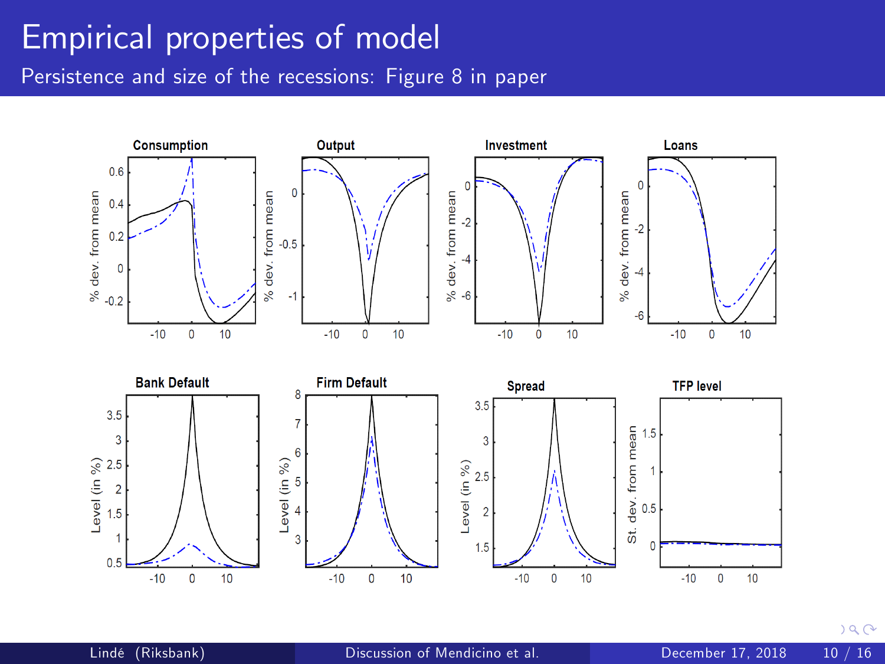# Empirical properties of model

## Persistence and size of the recessions: Figure 8 in paper

**Consumption**

**Output**

**Investment**

**Loans**

**Bank Default**

**Firm Default**

**Spread**

**TFP level**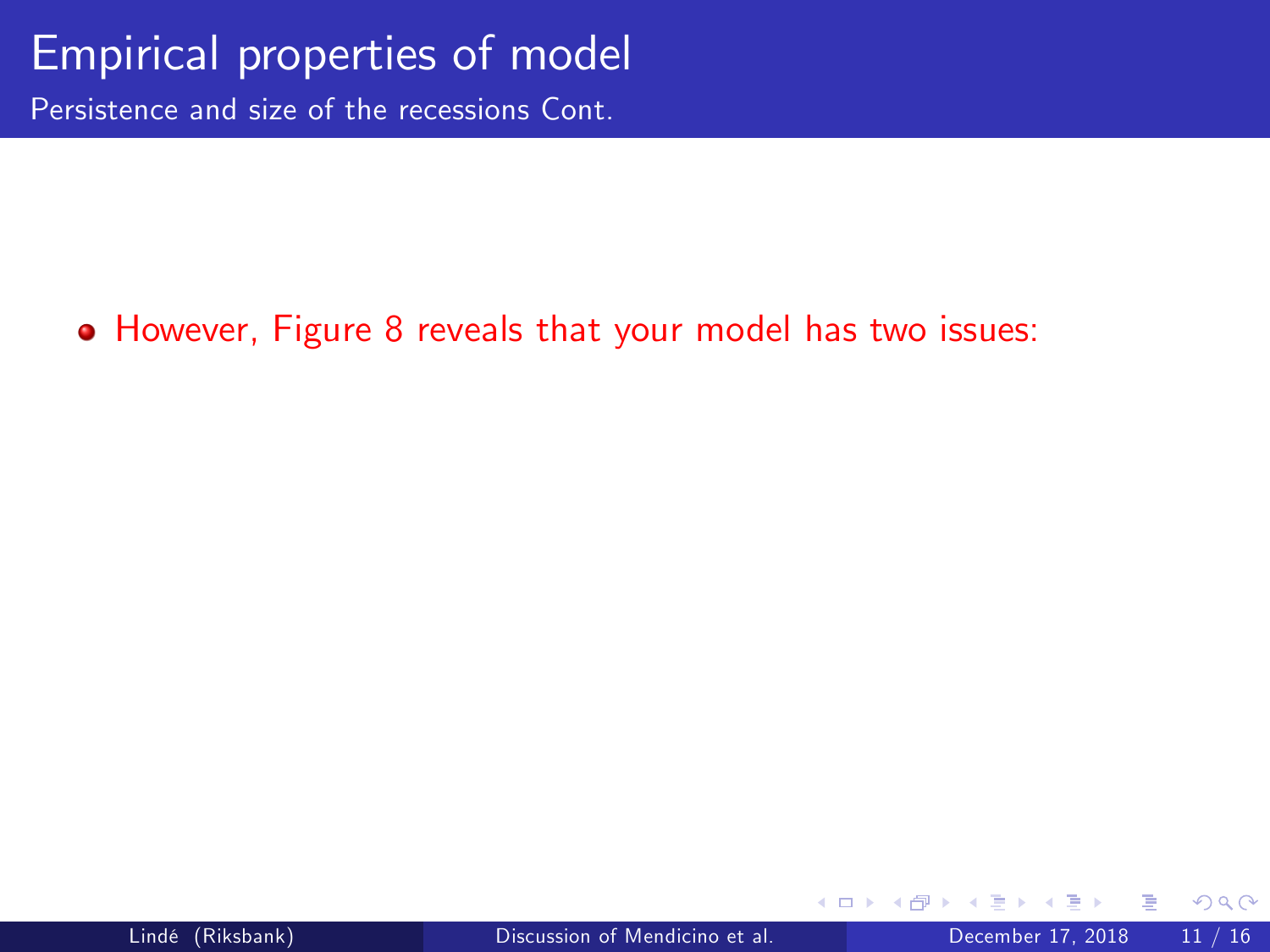# Empirical properties of model

## Persistence and size of the recessions Cont.

- However, Figure 8 reveals that your model has two issues: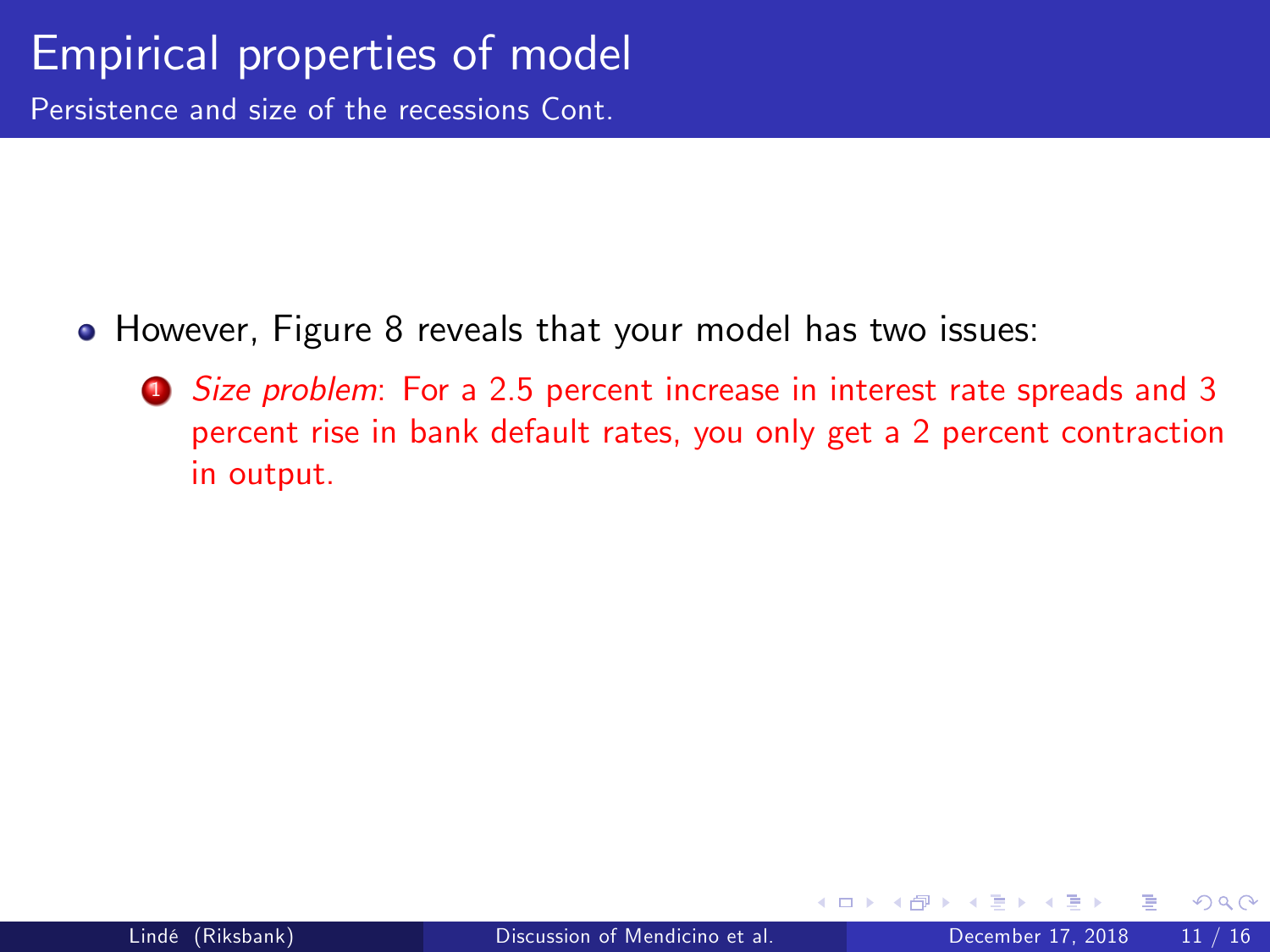# Empirical properties of model

## Persistence and size of the recessions Cont.

- However, Figure 8 reveals that your model has two issues:
  1. *Size problem*: For a 2.5 percent increase in interest rate spreads and 3 percent rise in bank default rates, you only get a 2 percent contraction in output.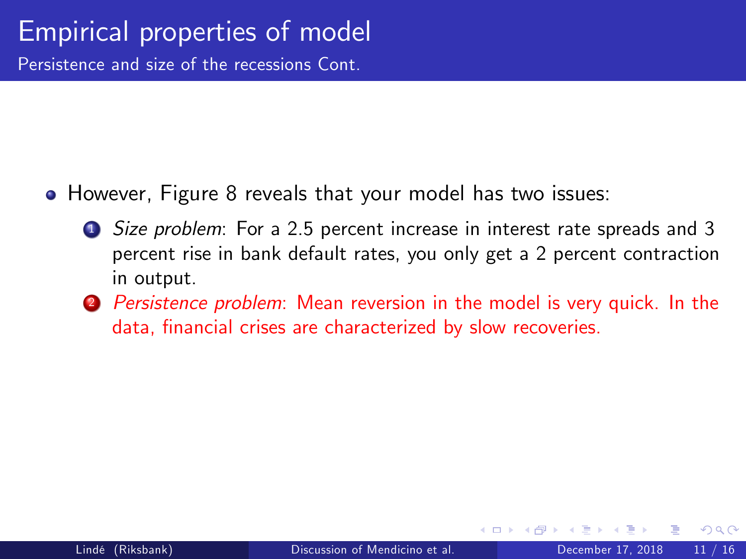# Empirical properties of model

## Persistence and size of the recessions Cont.

- However, Figure 8 reveals that your model has two issues:
  1. *Size problem*: For a 2.5 percent increase in interest rate spreads and 3 percent rise in bank default rates, you only get a 2 percent contraction in output.
  2. *Persistence problem*: Mean reversion in the model is very quick. In the data, financial crises are characterized by slow recoveries.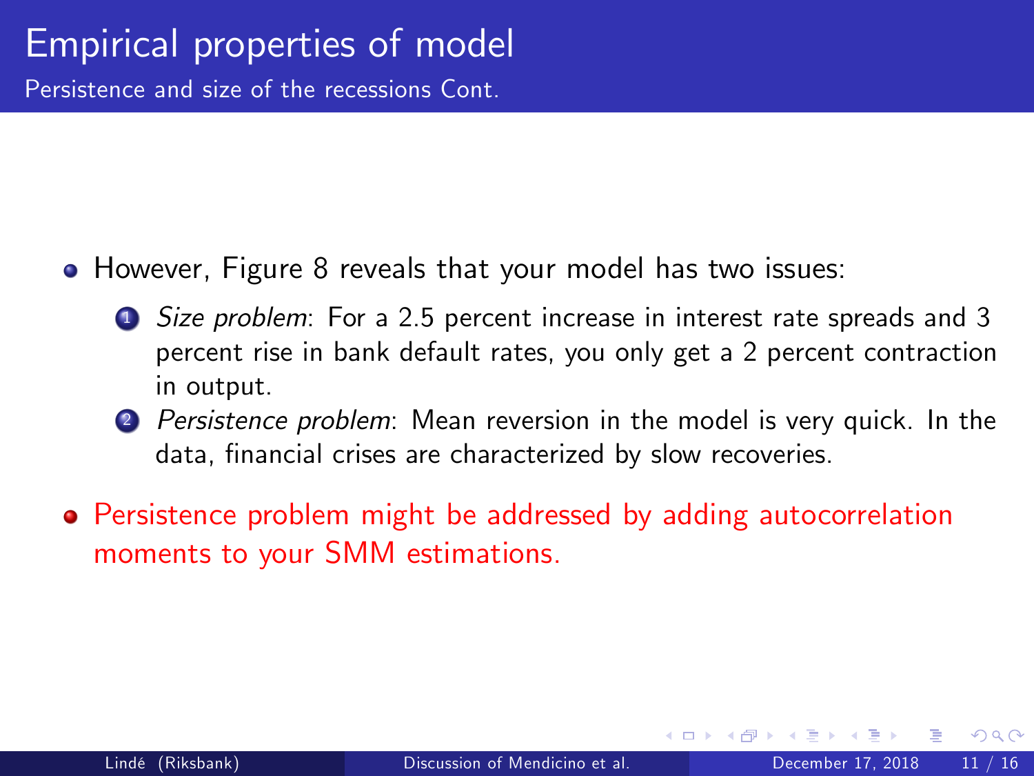# Empirical properties of model

## Persistence and size of the recessions Cont.

- However, Figure 8 reveals that your model has two issues:
  1. *Size problem*: For a 2.5 percent increase in interest rate spreads and 3 percent rise in bank default rates, you only get a 2 percent contraction in output.
  2. *Persistence problem*: Mean reversion in the model is very quick. In the data, financial crises are characterized by slow recoveries.
- Persistence problem might be addressed by adding autocorrelation moments to your SMM estimations.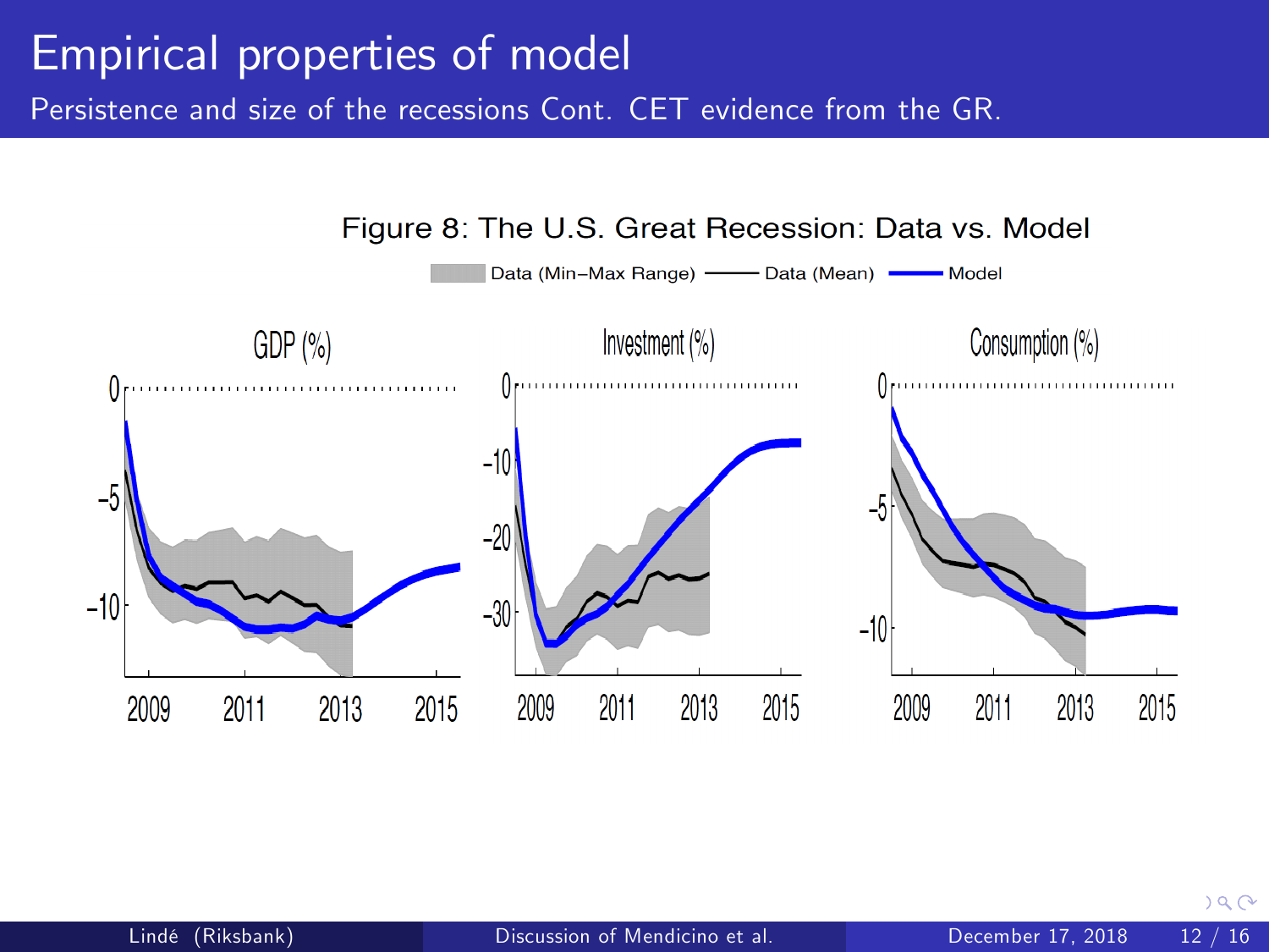# Empirical properties of model

## Persistence and size of the recessions Cont. CET evidence from the GR.

Figure 8: The U.S. Great Recession: Data vs. Model

Data (Min–Max Range) — Data (Mean) — Model

GDP (%) | Investment (%) | Consumption (%)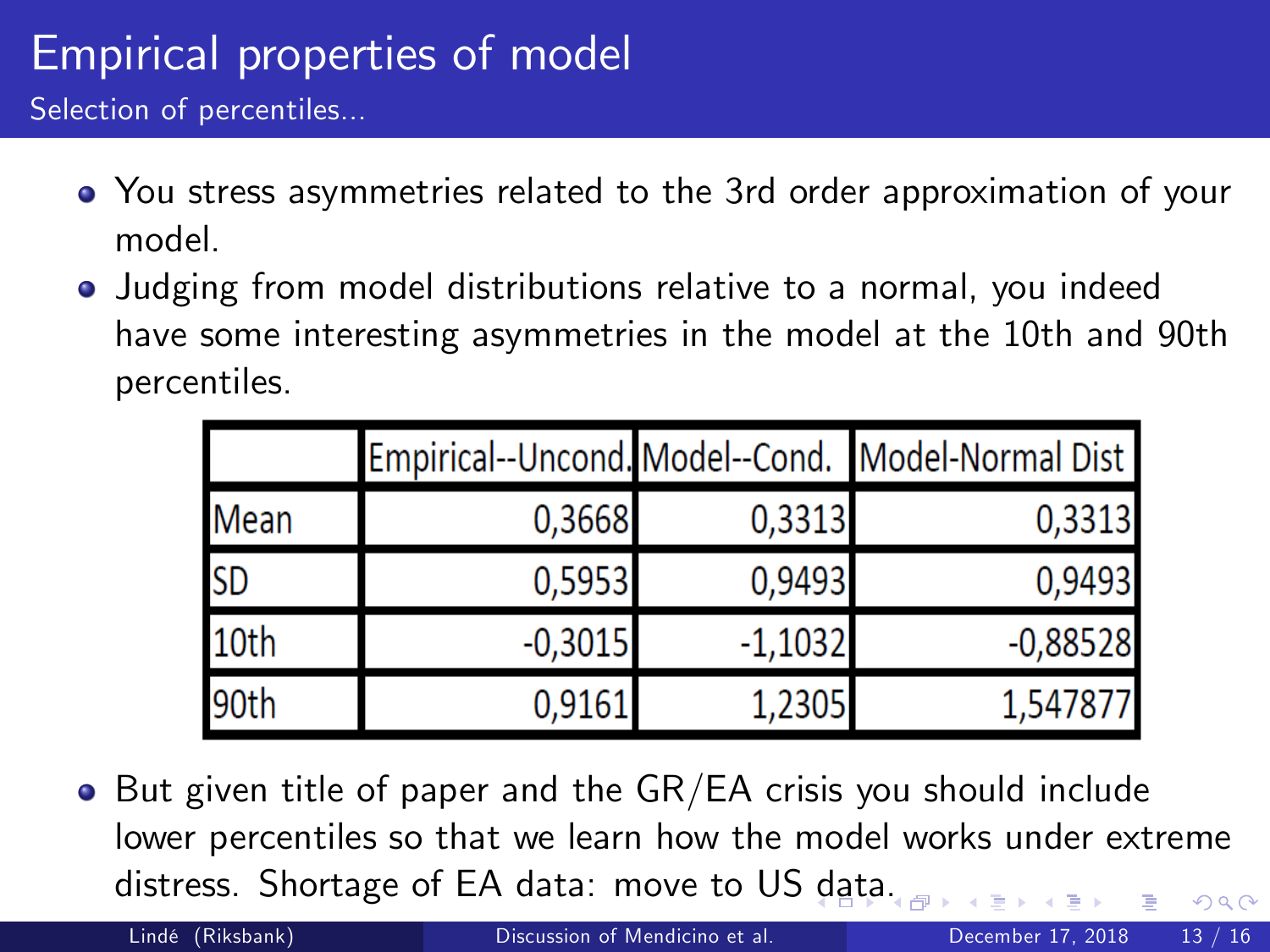# Empirical properties of model

## Selection of percentiles...

- You stress asymmetries related to the 3rd order approximation of your model.
- Judging from model distributions relative to a normal, you indeed have some interesting asymmetries in the model at the 10th and 90th percentiles.

| | Empirical--Uncond. | Model--Cond. | Model-Normal Dist |
|---|---|---|---|
| Mean | 0,3668 | 0,3313 | 0,3313 |
| SD | 0,5953 | 0,9493 | 0,9493 |
| 10th | -0,3015 | -1,1032 | -0,88528 |
| 90th | 0,9161 | 1,2305 | 1,547877 |

- But given title of paper and the GR/EA crisis you should include lower percentiles so that we learn how the model works under extreme distress. Shortage of EA data: move to US data.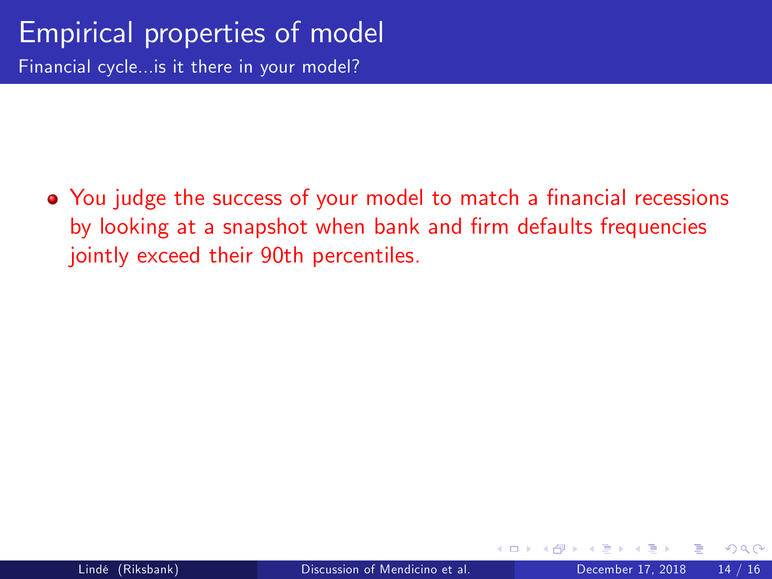# Empirical properties of model

## Financial cycle...is it there in your model?

- You judge the success of your model to match a financial recessions by looking at a snapshot when bank and firm defaults frequencies jointly exceed their 90th percentiles.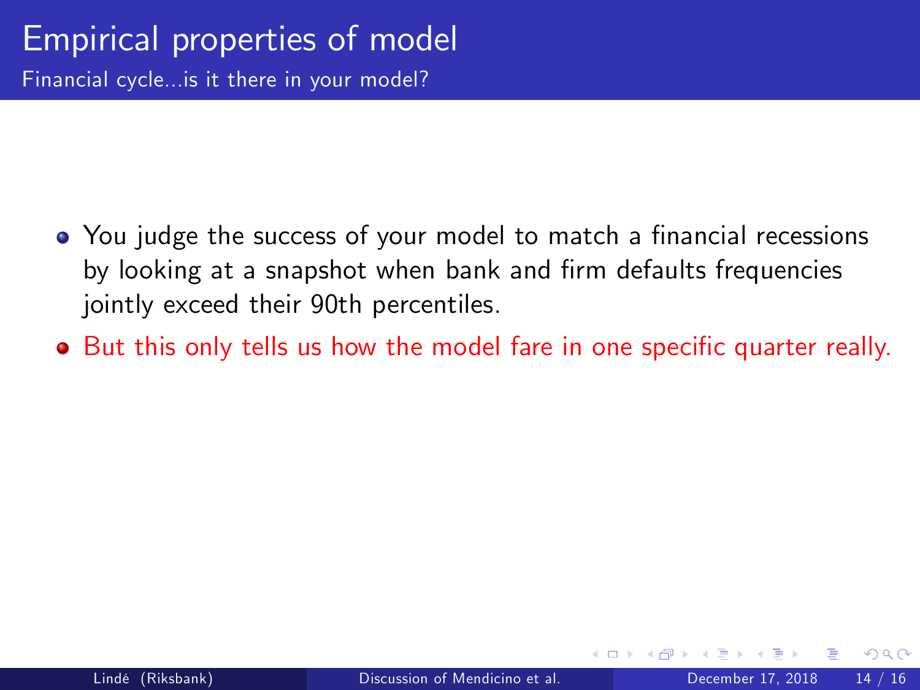# Empirical properties of model

## Financial cycle...is it there in your model?

- You judge the success of your model to match a financial recessions by looking at a snapshot when bank and firm defaults frequencies jointly exceed their 90th percentiles.
- But this only tells us how the model fare in one specific quarter really.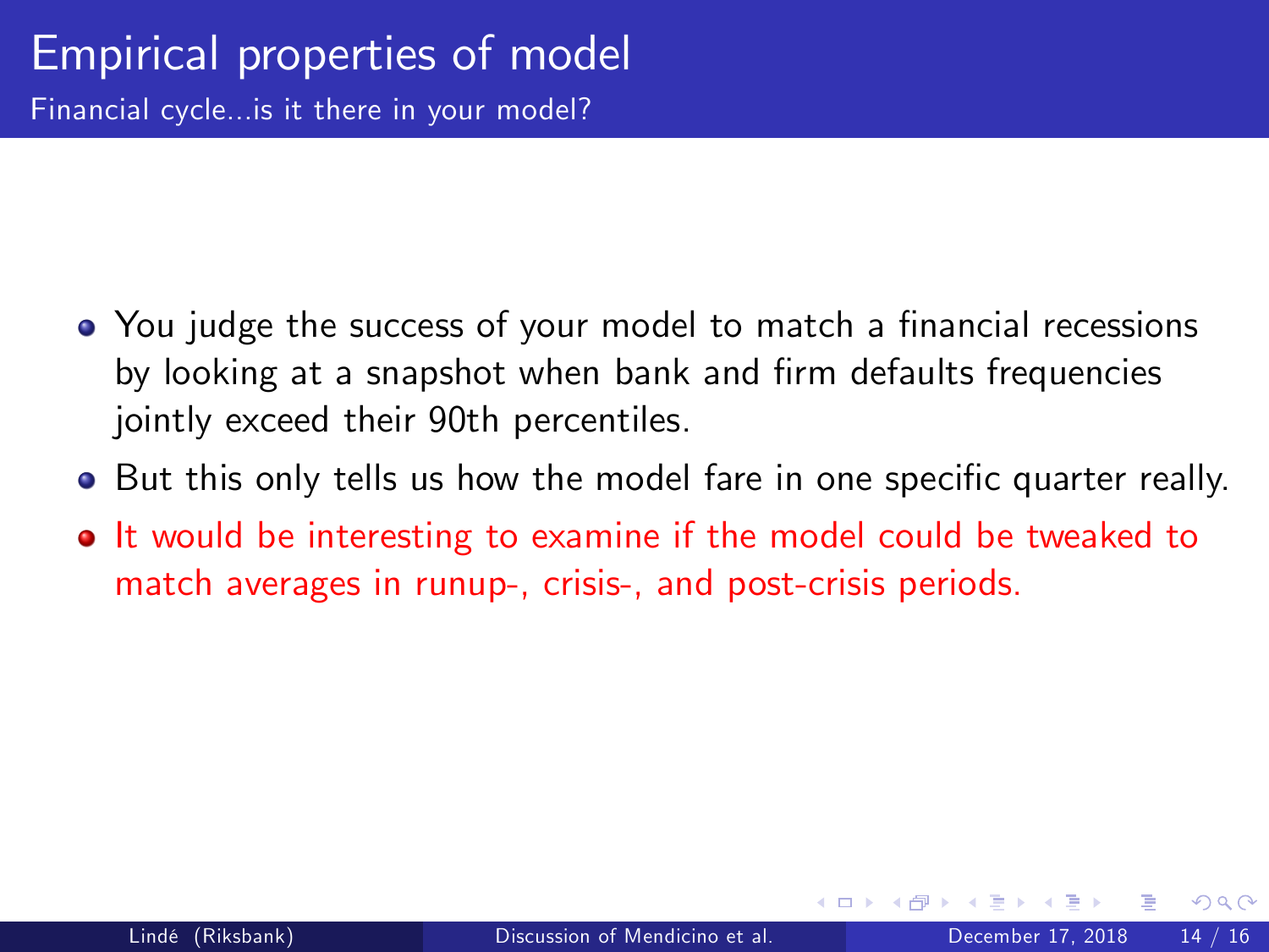# Empirical properties of model

## Financial cycle...is it there in your model?

- You judge the success of your model to match a financial recessions by looking at a snapshot when bank and firm defaults frequencies jointly exceed their 90th percentiles.
- But this only tells us how the model fare in one specific quarter really.
- It would be interesting to examine if the model could be tweaked to match averages in runup-, crisis-, and post-crisis periods.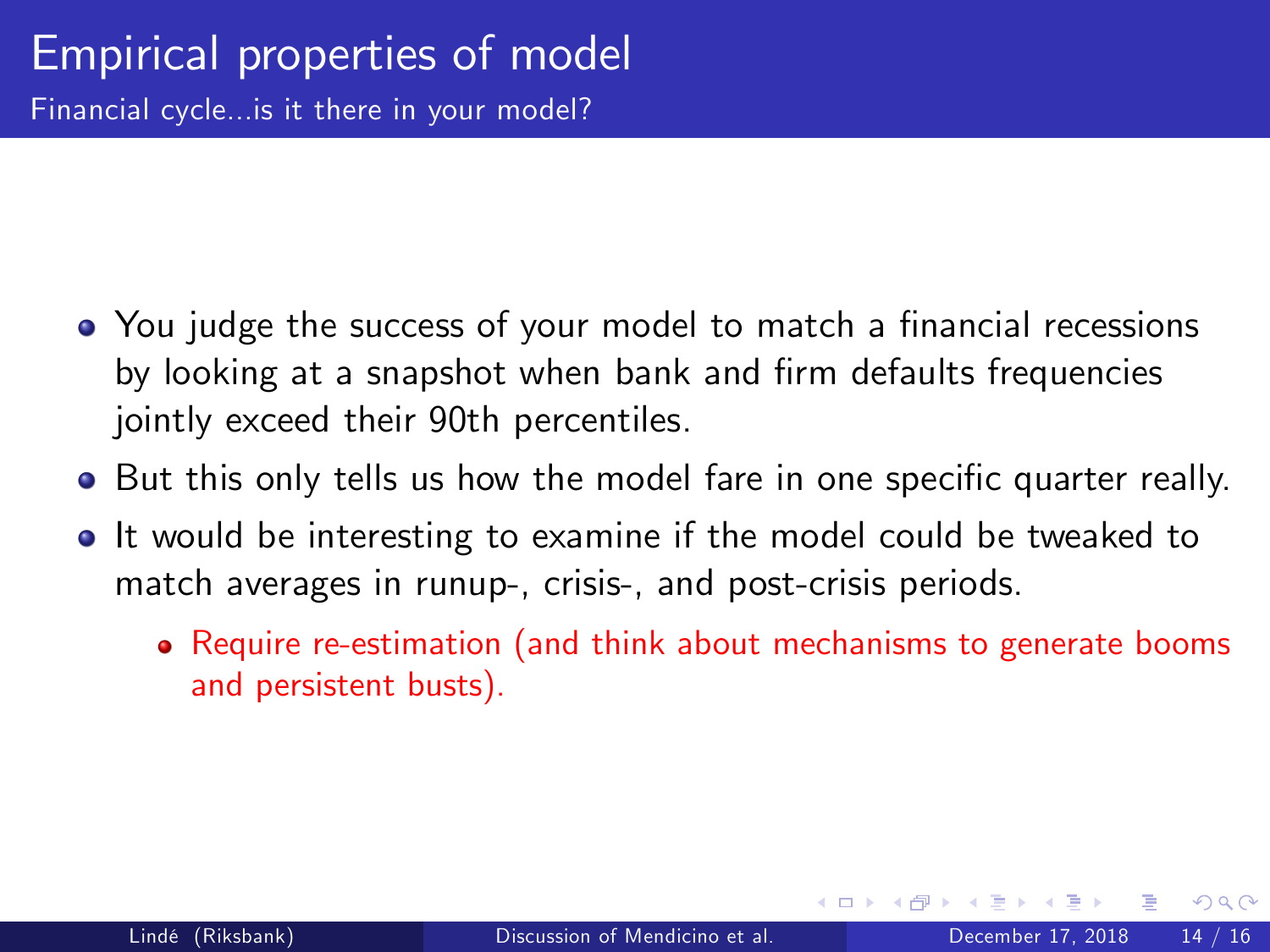# Empirical properties of model

## Financial cycle...is it there in your model?

- You judge the success of your model to match a financial recessions by looking at a snapshot when bank and firm defaults frequencies jointly exceed their 90th percentiles.
- But this only tells us how the model fare in one specific quarter really.
- It would be interesting to examine if the model could be tweaked to match averages in runup-, crisis-, and post-crisis periods.
  - Require re-estimation (and think about mechanisms to generate booms and persistent busts).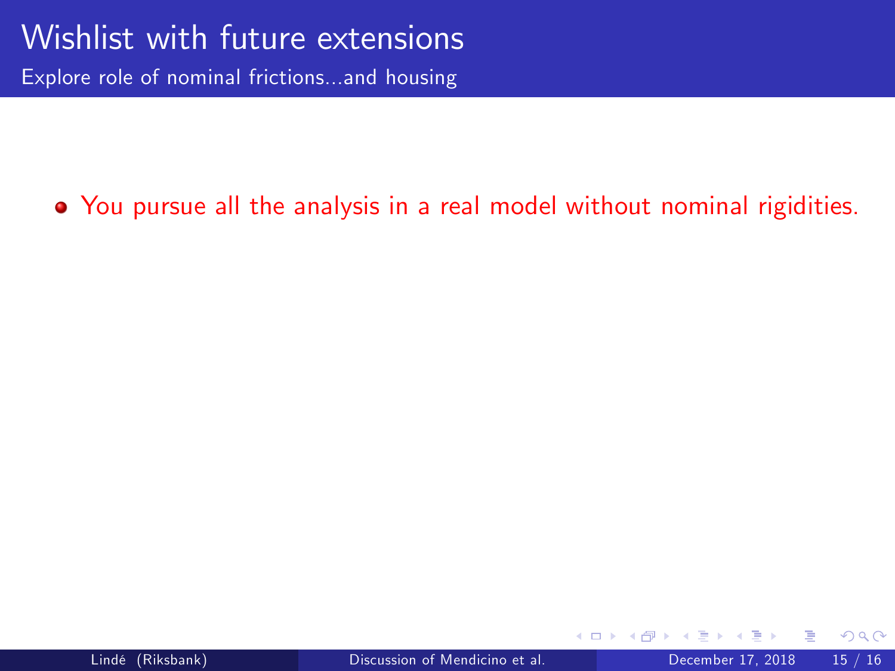# Wishlist with future extensions

## Explore role of nominal frictions...and housing

- You pursue all the analysis in a real model without nominal rigidities.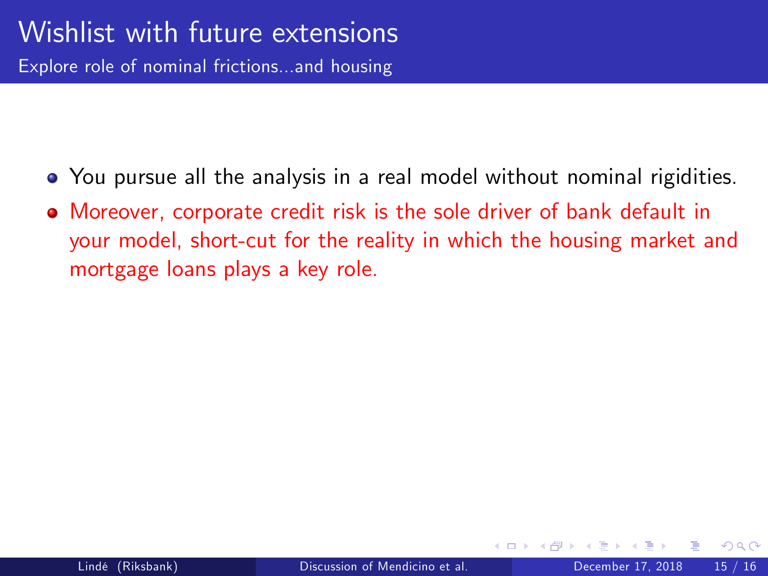# Wishlist with future extensions

## Explore role of nominal frictions...and housing

- You pursue all the analysis in a real model without nominal rigidities.
- Moreover, corporate credit risk is the sole driver of bank default in your model, short-cut for the reality in which the housing market and mortgage loans plays a key role.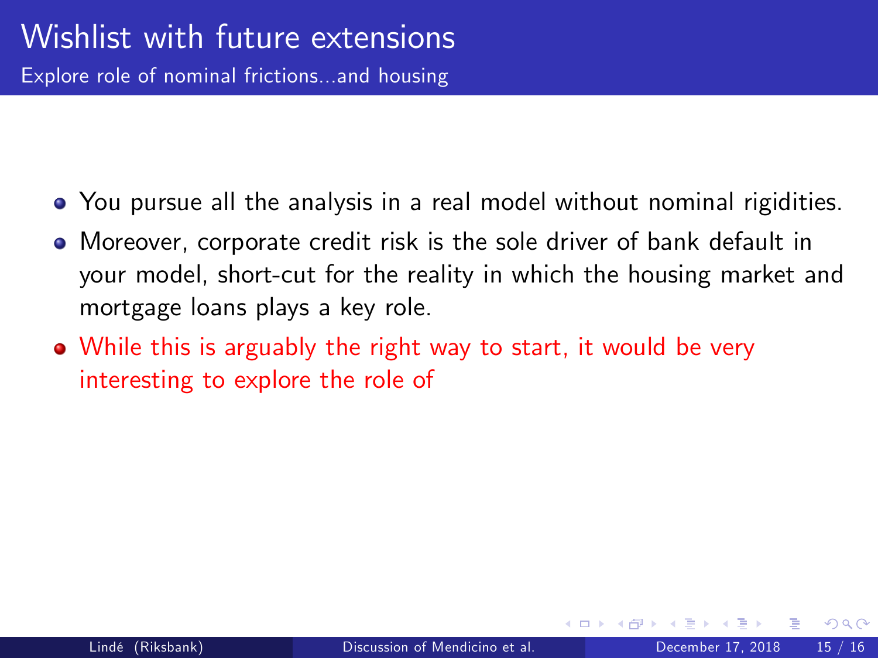# Wishlist with future extensions

## Explore role of nominal frictions...and housing

- You pursue all the analysis in a real model without nominal rigidities.
- Moreover, corporate credit risk is the sole driver of bank default in your model, short-cut for the reality in which the housing market and mortgage loans plays a key role.
- While this is arguably the right way to start, it would be very interesting to explore the role of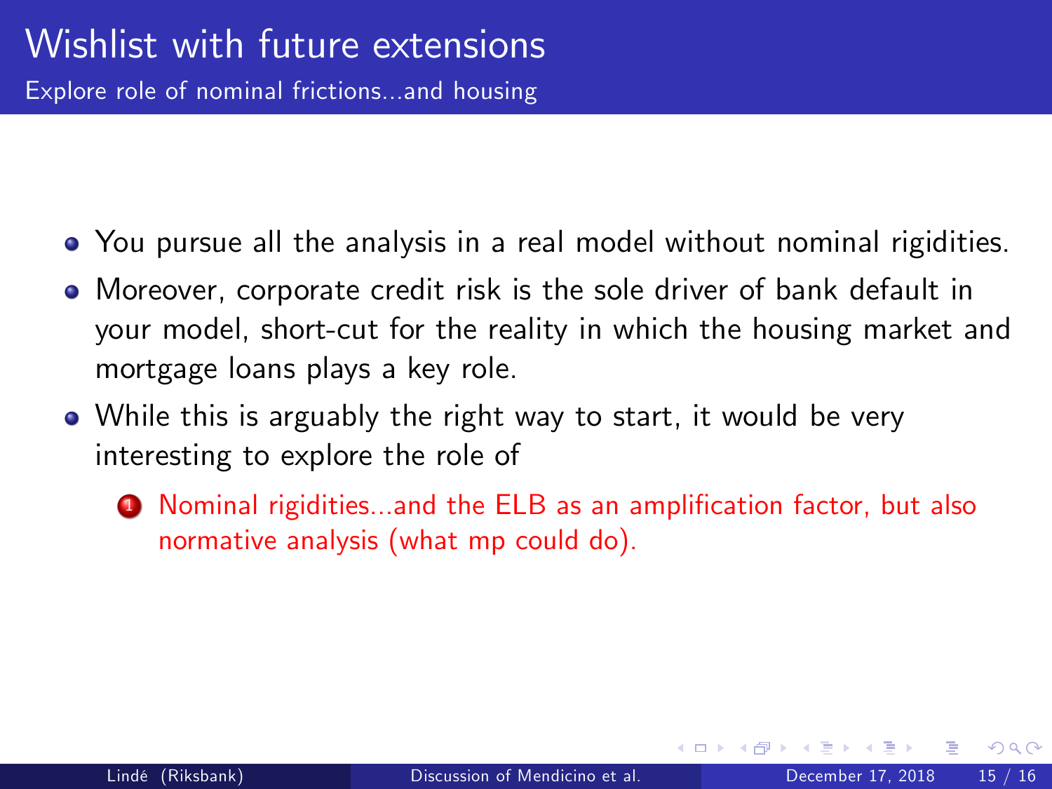# Wishlist with future extensions

## Explore role of nominal frictions...and housing

- You pursue all the analysis in a real model without nominal rigidities.
- Moreover, corporate credit risk is the sole driver of bank default in your model, short-cut for the reality in which the housing market and mortgage loans plays a key role.
- While this is arguably the right way to start, it would be very interesting to explore the role of
  1. Nominal rigidities...and the ELB as an amplification factor, but also normative analysis (what mp could do).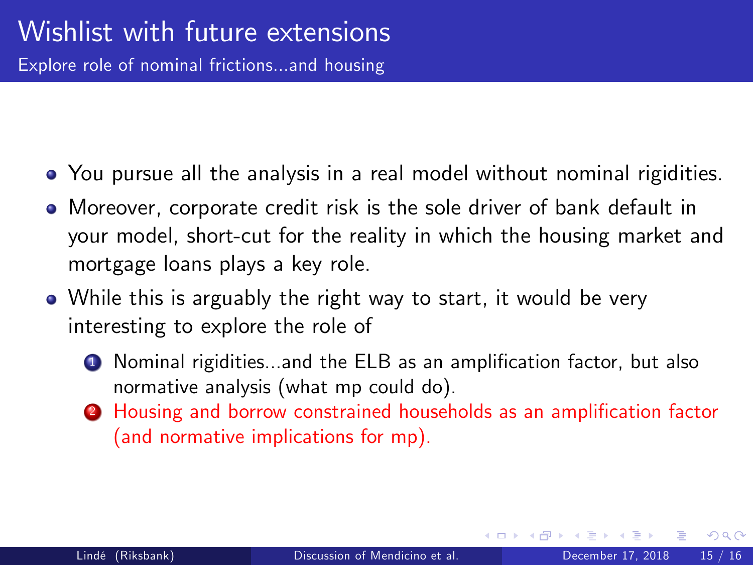# Wishlist with future extensions

## Explore role of nominal frictions...and housing

- You pursue all the analysis in a real model without nominal rigidities.
- Moreover, corporate credit risk is the sole driver of bank default in your model, short-cut for the reality in which the housing market and mortgage loans plays a key role.
- While this is arguably the right way to start, it would be very interesting to explore the role of
  1. Nominal rigidities...and the ELB as an amplification factor, but also normative analysis (what mp could do).
  2. Housing and borrow constrained households as an amplification factor (and normative implications for mp).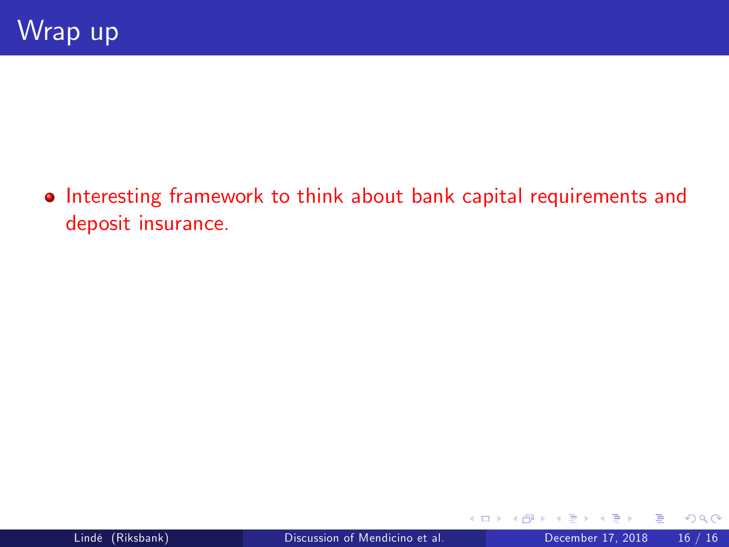# Wrap up

- Interesting framework to think about bank capital requirements and deposit insurance.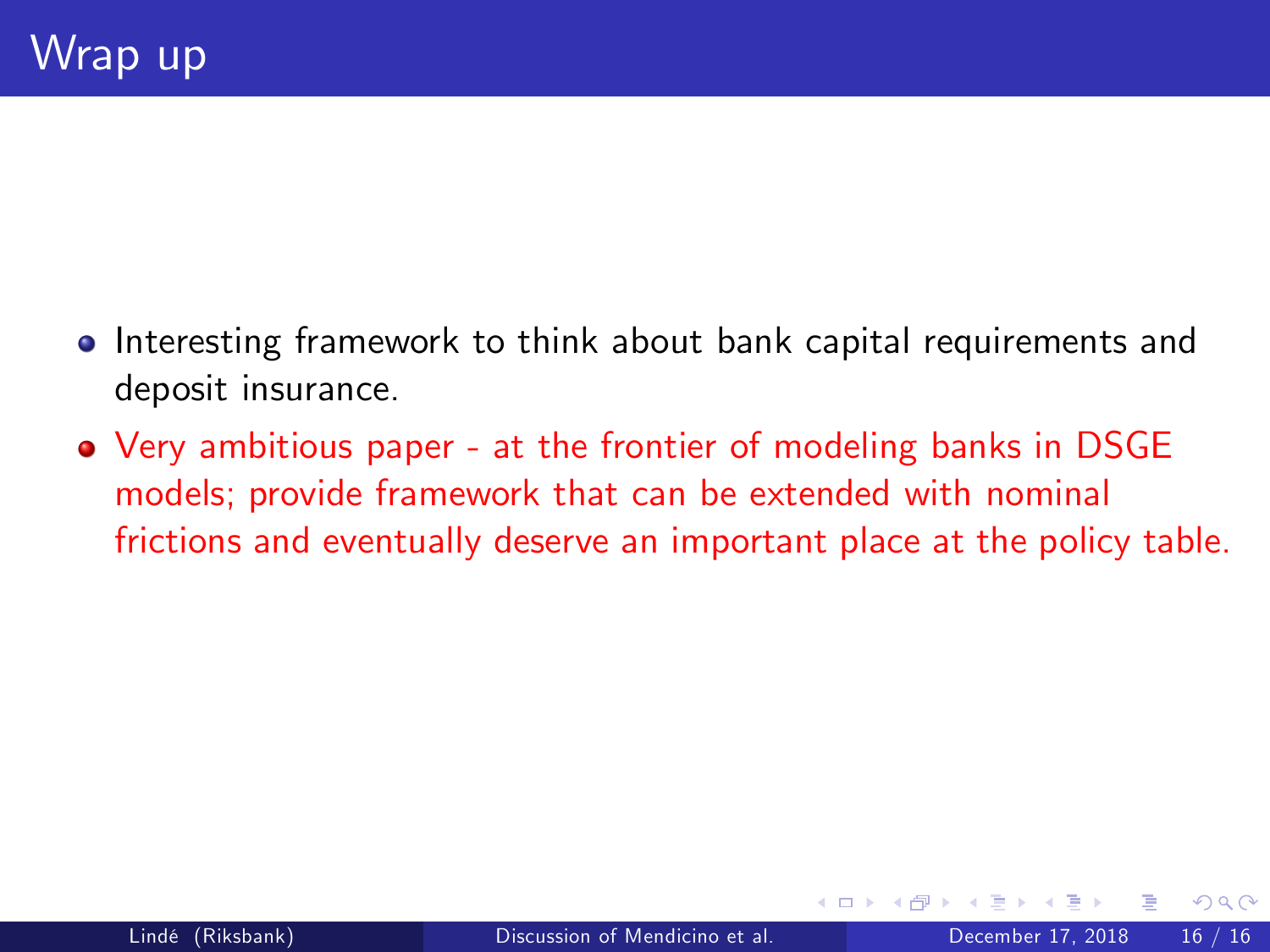# Wrap up

- Interesting framework to think about bank capital requirements and deposit insurance.
- Very ambitious paper - at the frontier of modeling banks in DSGE models; provide framework that can be extended with nominal frictions and eventually deserve an important place at the policy table.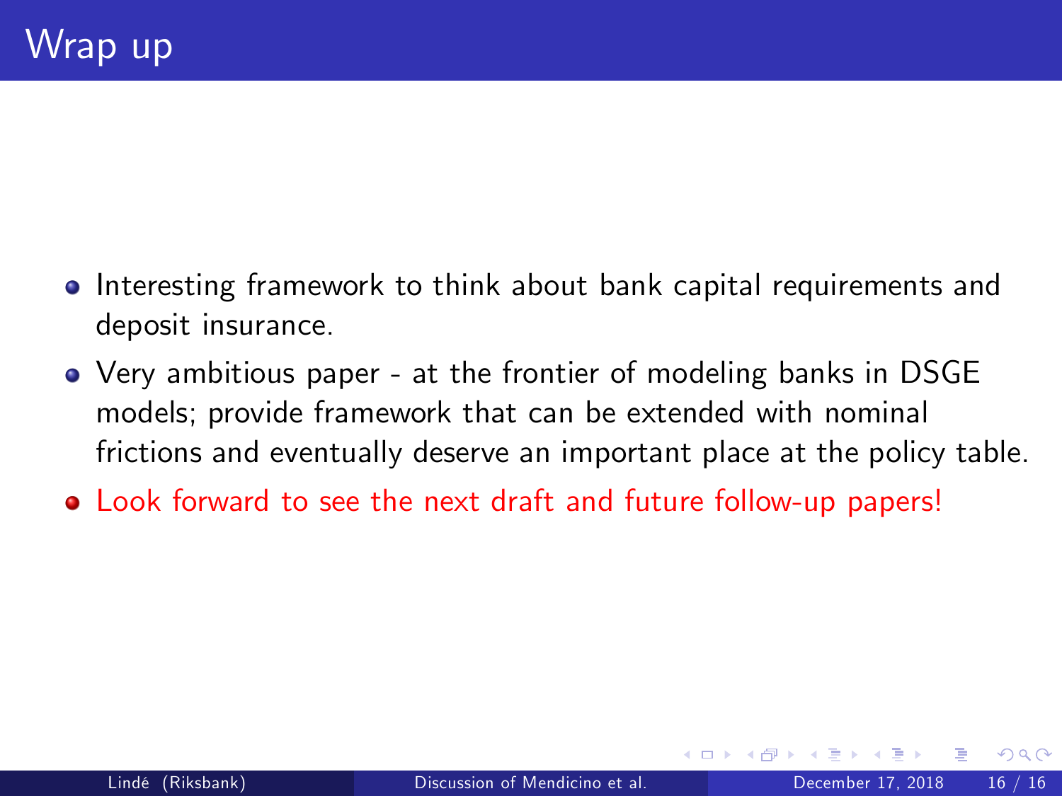# Wrap up

- Interesting framework to think about bank capital requirements and deposit insurance.
- Very ambitious paper - at the frontier of modeling banks in DSGE models; provide framework that can be extended with nominal frictions and eventually deserve an important place at the policy table.
- Look forward to see the next draft and future follow-up papers!